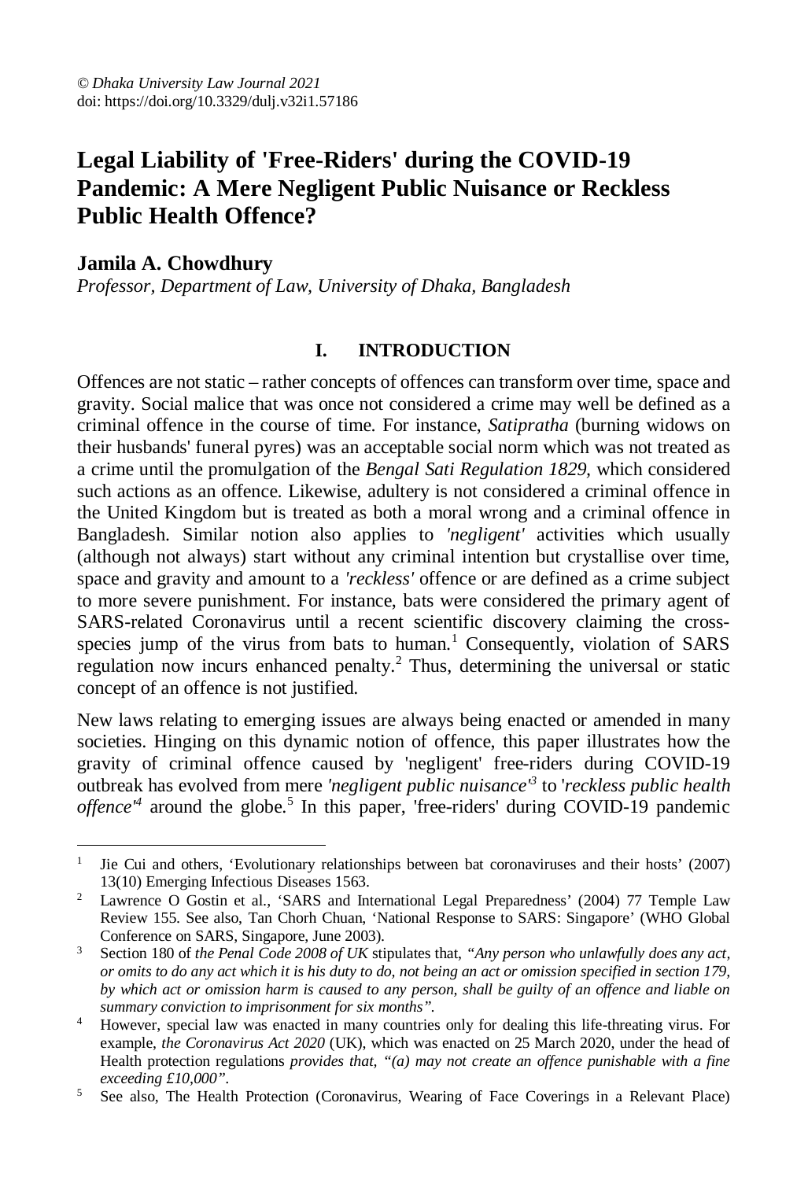© *Dhaka University Law Journal 2021*
doi: https://doi.org/10.3329/dulj.v32i1.57186

# Legal Liability of 'Free-Riders' during the COVID-19 Pandemic: A Mere Negligent Public Nuisance or Reckless Public Health Offence?

**Jamila A. Chowdhury**

*Professor, Department of Law, University of Dhaka, Bangladesh*

## I. INTRODUCTION

Offences are not static – rather concepts of offences can transform over time, space and gravity. Social malice that was once not considered a crime may well be defined as a criminal offence in the course of time. For instance, *Satipratha* (burning widows on their husbands' funeral pyres) was an acceptable social norm which was not treated as a crime until the promulgation of the *Bengal Sati Regulation 1829*, which considered such actions as an offence. Likewise, adultery is not considered a criminal offence in the United Kingdom but is treated as both a moral wrong and a criminal offence in Bangladesh. Similar notion also applies to *'negligent'* activities which usually (although not always) start without any criminal intention but crystallise over time, space and gravity and amount to a *'reckless'* offence or are defined as a crime subject to more severe punishment. For instance, bats were considered the primary agent of SARS-related Coronavirus until a recent scientific discovery claiming the cross-species jump of the virus from bats to human.[1] Consequently, violation of SARS regulation now incurs enhanced penalty.[2] Thus, determining the universal or static concept of an offence is not justified.

New laws relating to emerging issues are always being enacted or amended in many societies. Hinging on this dynamic notion of offence, this paper illustrates how the gravity of criminal offence caused by 'negligent' free-riders during COVID-19 outbreak has evolved from mere *'negligent public nuisance'*[3] to '*reckless public health offence'*[4] around the globe.[5] In this paper, 'free-riders' during COVID-19 pandemic

---

[1] Jie Cui and others, 'Evolutionary relationships between bat coronaviruses and their hosts' (2007) 13(10) Emerging Infectious Diseases 1563.

[2] Lawrence O Gostin et al., 'SARS and International Legal Preparedness' (2004) 77 Temple Law Review 155. See also, Tan Chorh Chuan, 'National Response to SARS: Singapore' (WHO Global Conference on SARS, Singapore, June 2003).

[3] Section 180 of *the Penal Code 2008 of UK* stipulates that, *"Any person who unlawfully does any act, or omits to do any act which it is his duty to do, not being an act or omission specified in section 179, by which act or omission harm is caused to any person, shall be guilty of an offence and liable on summary conviction to imprisonment for six months"*.

[4] However, special law was enacted in many countries only for dealing this life-threating virus. For example, *the Coronavirus Act 2020* (UK), which was enacted on 25 March 2020, under the head of Health protection regulations *provides that, "(a) may not create an offence punishable with a fine exceeding £10,000"*.

[5] See also, The Health Protection (Coronavirus, Wearing of Face Coverings in a Relevant Place)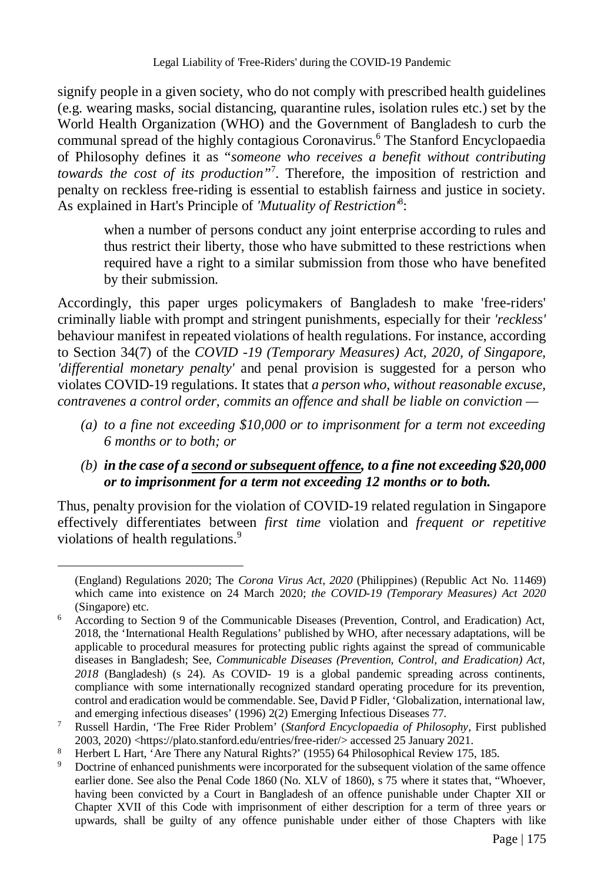signify people in a given society, who do not comply with prescribed health guidelines (e.g. wearing masks, social distancing, quarantine rules, isolation rules etc.) set by the World Health Organization (WHO) and the Government of Bangladesh to curb the communal spread of the highly contagious Coronavirus.[6] The Stanford Encyclopaedia of Philosophy defines it as "*someone who receives a benefit without contributing towards the cost of its production*"[7]. Therefore, the imposition of restriction and penalty on reckless free-riding is essential to establish fairness and justice in society. As explained in Hart's Principle of *'Mutuality of Restriction'*[8]:

> when a number of persons conduct any joint enterprise according to rules and thus restrict their liberty, those who have submitted to these restrictions when required have a right to a similar submission from those who have benefited by their submission.

Accordingly, this paper urges policymakers of Bangladesh to make 'free-riders' criminally liable with prompt and stringent punishments, especially for their *'reckless'* behaviour manifest in repeated violations of health regulations. For instance, according to Section 34(7) of the *COVID -19 (Temporary Measures) Act, 2020, of Singapore, 'differential monetary penalty'* and penal provision is suggested for a person who violates COVID-19 regulations. It states that *a person who, without reasonable excuse, contravenes a control order, commits an offence and shall be liable on conviction —*

- *(a) to a fine not exceeding $10,000 or to imprisonment for a term not exceeding 6 months or to both; or*
- ***(b) in the case of a <u>second or subsequent offence</u>, to a fine not exceeding $20,000 or to imprisonment for a term not exceeding 12 months or to both.***

Thus, penalty provision for the violation of COVID-19 related regulation in Singapore effectively differentiates between *first time* violation and *frequent or repetitive* violations of health regulations.[9]

---

(England) Regulations 2020; The *Corona Virus Act, 2020* (Philippines) (Republic Act No. 11469) which came into existence on 24 March 2020; *the COVID-19 (Temporary Measures) Act 2020* (Singapore) etc.

[6] According to Section 9 of the Communicable Diseases (Prevention, Control, and Eradication) Act, 2018, the 'International Health Regulations' published by WHO, after necessary adaptations, will be applicable to procedural measures for protecting public rights against the spread of communicable diseases in Bangladesh; See, *Communicable Diseases (Prevention, Control, and Eradication) Act, 2018* (Bangladesh) (s 24). As COVID- 19 is a global pandemic spreading across continents, compliance with some internationally recognized standard operating procedure for its prevention, control and eradication would be commendable. See, David P Fidler, 'Globalization, international law, and emerging infectious diseases' (1996) 2(2) Emerging Infectious Diseases 77.

[7] Russell Hardin, 'The Free Rider Problem' (*Stanford Encyclopaedia of Philosophy*, First published 2003, 2020) <https://plato.stanford.edu/entries/free-rider/> accessed 25 January 2021.

[8] Herbert L Hart, 'Are There any Natural Rights?' (1955) 64 Philosophical Review 175, 185.

[9] Doctrine of enhanced punishments were incorporated for the subsequent violation of the same offence earlier done. See also the Penal Code 1860 (No. XLV of 1860), s 75 where it states that, "Whoever, having been convicted by a Court in Bangladesh of an offence punishable under Chapter XII or Chapter XVII of this Code with imprisonment of either description for a term of three years or upwards, shall be guilty of any offence punishable under either of those Chapters with like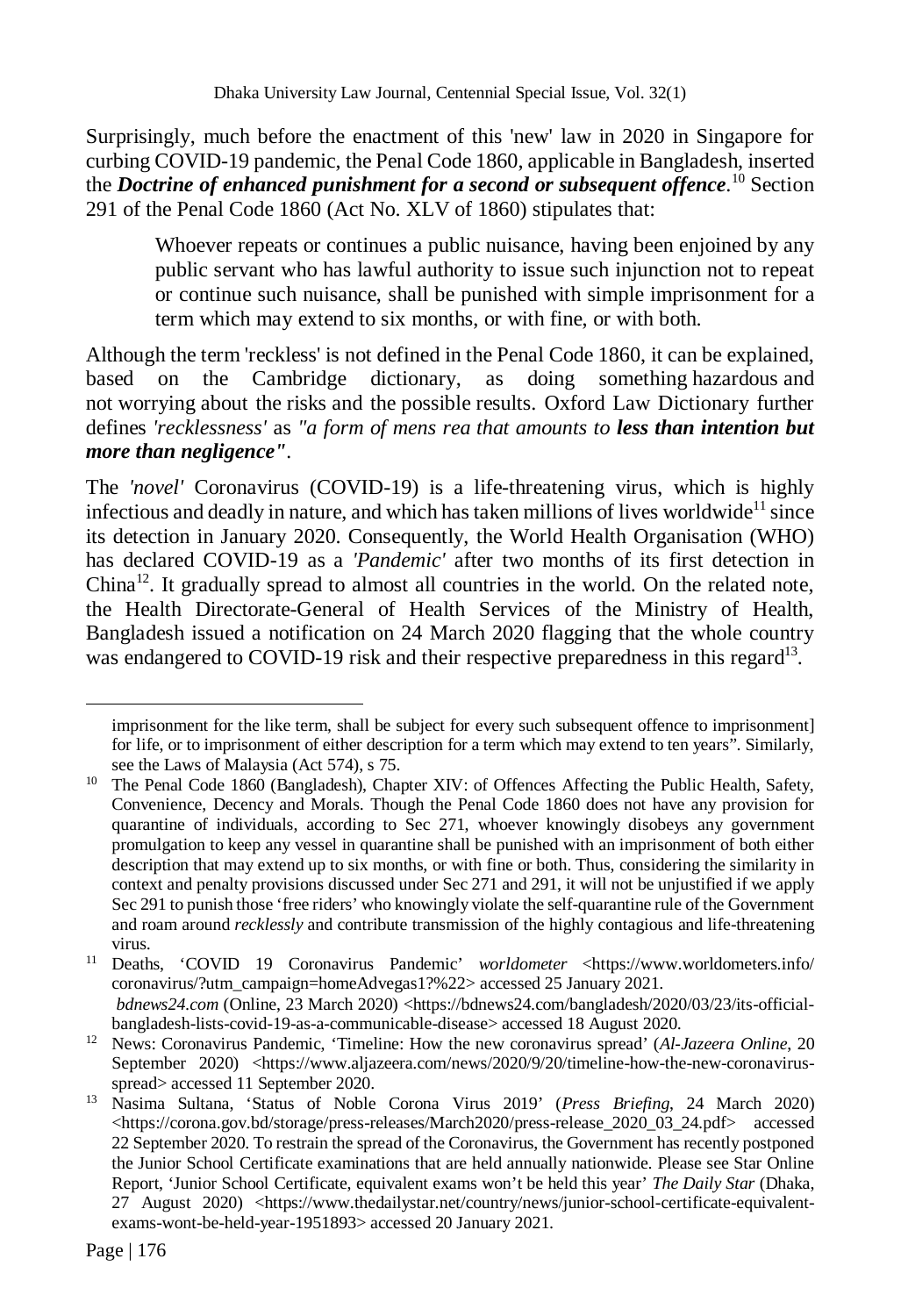Surprisingly, much before the enactment of this 'new' law in 2020 in Singapore for curbing COVID-19 pandemic, the Penal Code 1860, applicable in Bangladesh, inserted the ***Doctrine of enhanced punishment for a second or subsequent offence***.[10] Section 291 of the Penal Code 1860 (Act No. XLV of 1860) stipulates that:

> Whoever repeats or continues a public nuisance, having been enjoined by any public servant who has lawful authority to issue such injunction not to repeat or continue such nuisance, shall be punished with simple imprisonment for a term which may extend to six months, or with fine, or with both.

Although the term 'reckless' is not defined in the Penal Code 1860, it can be explained, based on the Cambridge dictionary, as doing something hazardous and not worrying about the risks and the possible results. Oxford Law Dictionary further defines *'recklessness'* as *"a form of mens rea that amounts to **less than intention but more than negligence"***.

The *'novel'* Coronavirus (COVID-19) is a life-threatening virus, which is highly infectious and deadly in nature, and which has taken millions of lives worldwide[11] since its detection in January 2020. Consequently, the World Health Organisation (WHO) has declared COVID-19 as a *'Pandemic'* after two months of its first detection in China[12]. It gradually spread to almost all countries in the world. On the related note, the Health Directorate-General of Health Services of the Ministry of Health, Bangladesh issued a notification on 24 March 2020 flagging that the whole country was endangered to COVID-19 risk and their respective preparedness in this regard[13].

---

imprisonment for the like term, shall be subject for every such subsequent offence to imprisonment] for life, or to imprisonment of either description for a term which may extend to ten years". Similarly, see the Laws of Malaysia (Act 574), s 75.

[10] The Penal Code 1860 (Bangladesh), Chapter XIV: of Offences Affecting the Public Health, Safety, Convenience, Decency and Morals. Though the Penal Code 1860 does not have any provision for quarantine of individuals, according to Sec 271, whoever knowingly disobeys any government promulgation to keep any vessel in quarantine shall be punished with an imprisonment of both either description that may extend up to six months, or with fine or both. Thus, considering the similarity in context and penalty provisions discussed under Sec 271 and 291, it will not be unjustified if we apply Sec 291 to punish those 'free riders' who knowingly violate the self-quarantine rule of the Government and roam around *recklessly* and contribute transmission of the highly contagious and life-threatening virus.

[11] Deaths, 'COVID 19 Coronavirus Pandemic' *worldometer* <https://www.worldometers.info/coronavirus/?utm_campaign=homeAdvegas1?%22> accessed 25 January 2021. *bdnews24.com* (Online, 23 March 2020) <https://bdnews24.com/bangladesh/2020/03/23/its-official-bangladesh-lists-covid-19-as-a-communicable-disease> accessed 18 August 2020.

[12] News: Coronavirus Pandemic, 'Timeline: How the new coronavirus spread' (*Al-Jazeera Online*, 20 September 2020) <https://www.aljazeera.com/news/2020/9/20/timeline-how-the-new-coronavirus-spread> accessed 11 September 2020.

[13] Nasima Sultana, 'Status of Noble Corona Virus 2019' (*Press Briefing*, 24 March 2020) <https://corona.gov.bd/storage/press-releases/March2020/press-release_2020_03_24.pdf> accessed 22 September 2020. To restrain the spread of the Coronavirus, the Government has recently postponed the Junior School Certificate examinations that are held annually nationwide. Please see Star Online Report, 'Junior School Certificate, equivalent exams won't be held this year' *The Daily Star* (Dhaka, 27 August 2020) <https://www.thedailystar.net/country/news/junior-school-certificate-equivalent-exams-wont-be-held-year-1951893> accessed 20 January 2021.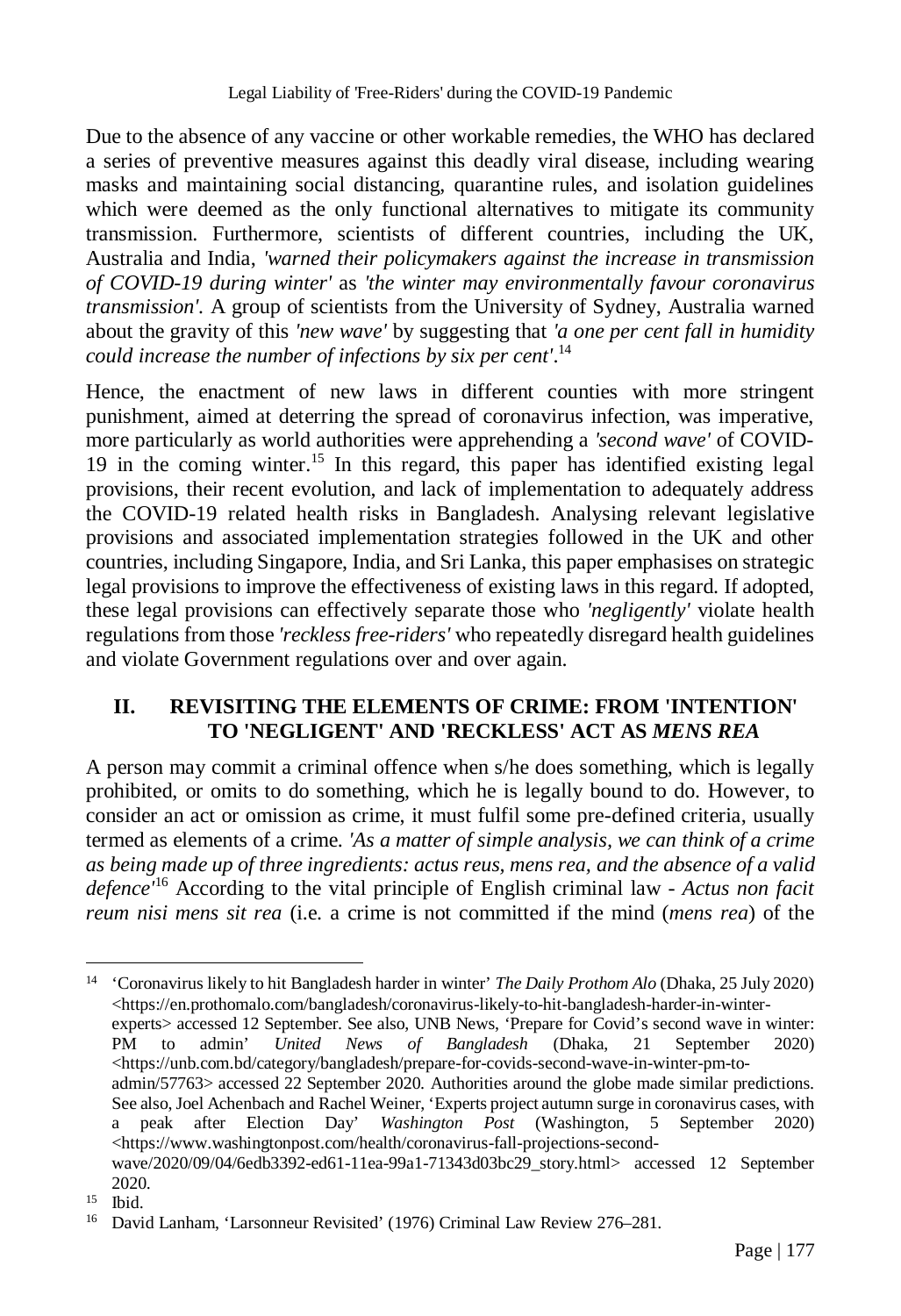Due to the absence of any vaccine or other workable remedies, the WHO has declared a series of preventive measures against this deadly viral disease, including wearing masks and maintaining social distancing, quarantine rules, and isolation guidelines which were deemed as the only functional alternatives to mitigate its community transmission. Furthermore, scientists of different countries, including the UK, Australia and India, *'warned their policymakers against the increase in transmission of COVID-19 during winter'* as *'the winter may environmentally favour coronavirus transmission'*. A group of scientists from the University of Sydney, Australia warned about the gravity of this *'new wave'* by suggesting that *'a one per cent fall in humidity could increase the number of infections by six per cent'*.[14]

Hence, the enactment of new laws in different counties with more stringent punishment, aimed at deterring the spread of coronavirus infection, was imperative, more particularly as world authorities were apprehending a *'second wave'* of COVID-19 in the coming winter.[15] In this regard, this paper has identified existing legal provisions, their recent evolution, and lack of implementation to adequately address the COVID-19 related health risks in Bangladesh. Analysing relevant legislative provisions and associated implementation strategies followed in the UK and other countries, including Singapore, India, and Sri Lanka, this paper emphasises on strategic legal provisions to improve the effectiveness of existing laws in this regard. If adopted, these legal provisions can effectively separate those who *'negligently'* violate health regulations from those *'reckless free-riders'* who repeatedly disregard health guidelines and violate Government regulations over and over again.

## II. REVISITING THE ELEMENTS OF CRIME: FROM 'INTENTION' TO 'NEGLIGENT' AND 'RECKLESS' ACT AS *MENS REA*

A person may commit a criminal offence when s/he does something, which is legally prohibited, or omits to do something, which he is legally bound to do. However, to consider an act or omission as crime, it must fulfil some pre-defined criteria, usually termed as elements of a crime. *'As a matter of simple analysis, we can think of a crime as being made up of three ingredients: actus reus, mens rea, and the absence of a valid defence'*[16] According to the vital principle of English criminal law - *Actus non facit reum nisi mens sit rea* (i.e. a crime is not committed if the mind (*mens rea*) of the

---

[14] 'Coronavirus likely to hit Bangladesh harder in winter' *The Daily Prothom Alo* (Dhaka, 25 July 2020) <https://en.prothomalo.com/bangladesh/coronavirus-likely-to-hit-bangladesh-harder-in-winter-experts> accessed 12 September. See also, UNB News, 'Prepare for Covid's second wave in winter: PM to admin' *United News of Bangladesh* (Dhaka, 21 September 2020) <https://unb.com.bd/category/bangladesh/prepare-for-covids-second-wave-in-winter-pm-to-admin/57763> accessed 22 September 2020. Authorities around the globe made similar predictions. See also, Joel Achenbach and Rachel Weiner, 'Experts project autumn surge in coronavirus cases, with a peak after Election Day' *Washington Post* (Washington, 5 September 2020) <https://www.washingtonpost.com/health/coronavirus-fall-projections-second-wave/2020/09/04/6edb3392-ed61-11ea-99a1-71343d03bc29_story.html> accessed 12 September 2020.

[15] Ibid.

[16] David Lanham, 'Larsonneur Revisited' (1976) Criminal Law Review 276–281.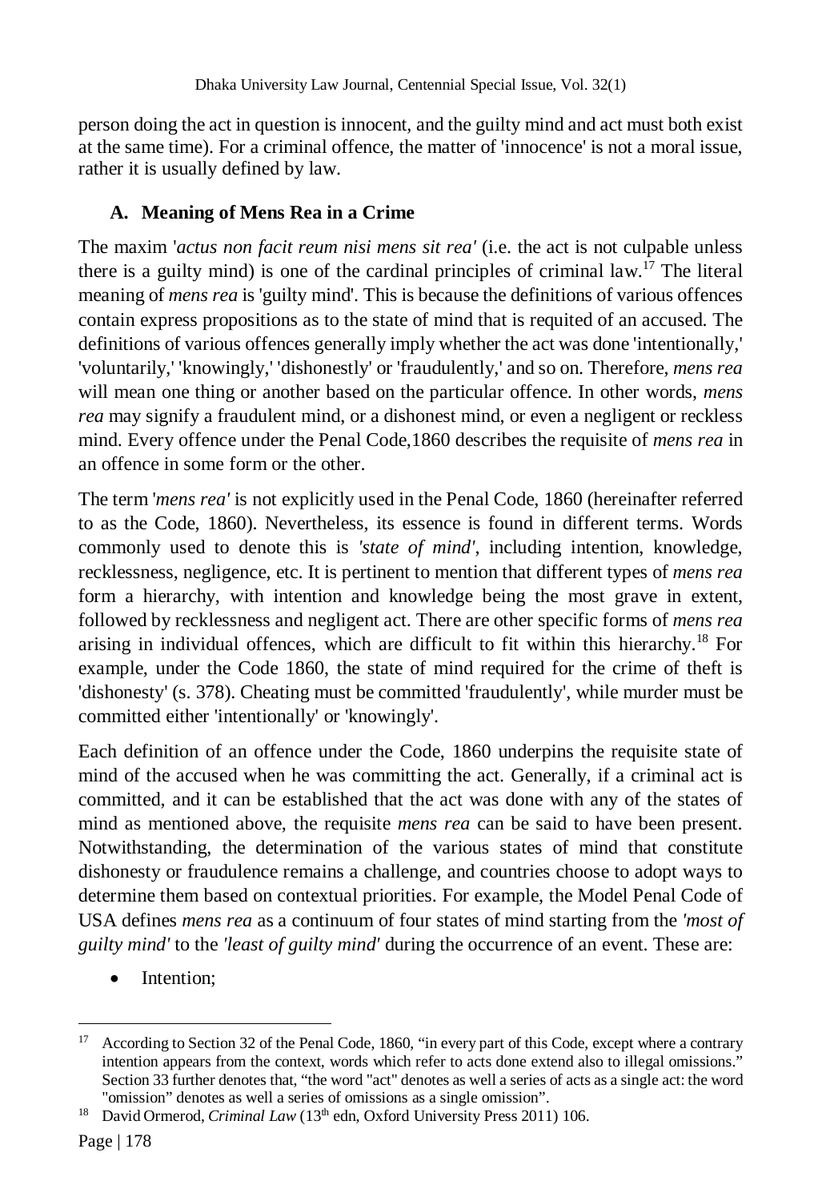person doing the act in question is innocent, and the guilty mind and act must both exist at the same time). For a criminal offence, the matter of 'innocence' is not a moral issue, rather it is usually defined by law.

### A. Meaning of Mens Rea in a Crime

The maxim '*actus non facit reum nisi mens sit rea'* (i.e. the act is not culpable unless there is a guilty mind) is one of the cardinal principles of criminal law.[17] The literal meaning of *mens rea* is 'guilty mind'. This is because the definitions of various offences contain express propositions as to the state of mind that is requited of an accused. The definitions of various offences generally imply whether the act was done 'intentionally,' 'voluntarily,' 'knowingly,' 'dishonestly' or 'fraudulently,' and so on. Therefore, *mens rea* will mean one thing or another based on the particular offence. In other words, *mens rea* may signify a fraudulent mind, or a dishonest mind, or even a negligent or reckless mind. Every offence under the Penal Code,1860 describes the requisite of *mens rea* in an offence in some form or the other.

The term '*mens rea'* is not explicitly used in the Penal Code, 1860 (hereinafter referred to as the Code, 1860). Nevertheless, its essence is found in different terms. Words commonly used to denote this is *'state of mind'*, including intention, knowledge, recklessness, negligence, etc. It is pertinent to mention that different types of *mens rea* form a hierarchy, with intention and knowledge being the most grave in extent, followed by recklessness and negligent act. There are other specific forms of *mens rea* arising in individual offences, which are difficult to fit within this hierarchy.[18] For example, under the Code 1860, the state of mind required for the crime of theft is 'dishonesty' (s. 378). Cheating must be committed 'fraudulently', while murder must be committed either 'intentionally' or 'knowingly'.

Each definition of an offence under the Code, 1860 underpins the requisite state of mind of the accused when he was committing the act. Generally, if a criminal act is committed, and it can be established that the act was done with any of the states of mind as mentioned above, the requisite *mens rea* can be said to have been present. Notwithstanding, the determination of the various states of mind that constitute dishonesty or fraudulence remains a challenge, and countries choose to adopt ways to determine them based on contextual priorities. For example, the Model Penal Code of USA defines *mens rea* as a continuum of four states of mind starting from the *'most of guilty mind'* to the *'least of guilty mind'* during the occurrence of an event. These are:

- Intention;

---

[17] According to Section 32 of the Penal Code, 1860, "in every part of this Code, except where a contrary intention appears from the context, words which refer to acts done extend also to illegal omissions." Section 33 further denotes that, "the word "act" denotes as well a series of acts as a single act: the word "omission" denotes as well a series of omissions as a single omission".

[18] David Ormerod, *Criminal Law* (13th edn, Oxford University Press 2011) 106.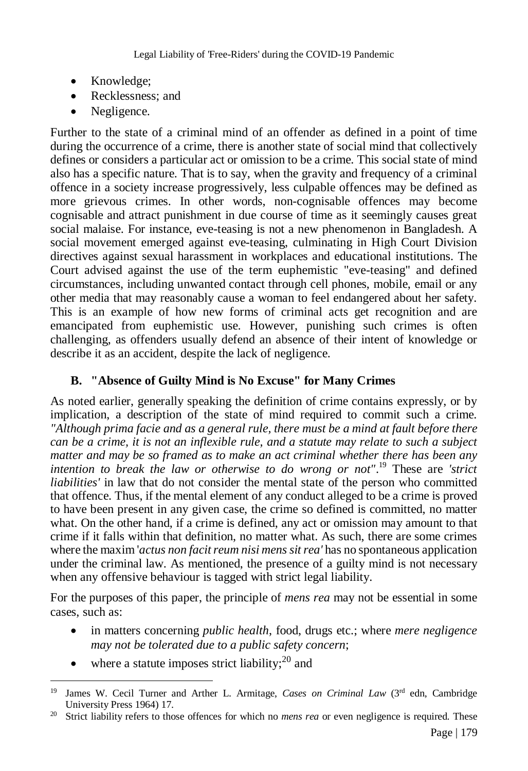- Knowledge;
- Recklessness; and
- Negligence.

Further to the state of a criminal mind of an offender as defined in a point of time during the occurrence of a crime, there is another state of social mind that collectively defines or considers a particular act or omission to be a crime. This social state of mind also has a specific nature. That is to say, when the gravity and frequency of a criminal offence in a society increase progressively, less culpable offences may be defined as more grievous crimes. In other words, non-cognisable offences may become cognisable and attract punishment in due course of time as it seemingly causes great social malaise. For instance, eve-teasing is not a new phenomenon in Bangladesh. A social movement emerged against eve-teasing, culminating in High Court Division directives against sexual harassment in workplaces and educational institutions. The Court advised against the use of the term euphemistic "eve-teasing" and defined circumstances, including unwanted contact through cell phones, mobile, email or any other media that may reasonably cause a woman to feel endangered about her safety. This is an example of how new forms of criminal acts get recognition and are emancipated from euphemistic use. However, punishing such crimes is often challenging, as offenders usually defend an absence of their intent of knowledge or describe it as an accident, despite the lack of negligence.

### B. "Absence of Guilty Mind is No Excuse" for Many Crimes

As noted earlier, generally speaking the definition of crime contains expressly, or by implication, a description of the state of mind required to commit such a crime. *"Although prima facie and as a general rule, there must be a mind at fault before there can be a crime, it is not an inflexible rule, and a statute may relate to such a subject matter and may be so framed as to make an act criminal whether there has been any intention to break the law or otherwise to do wrong or not"*.[19] These are *'strict liabilities'* in law that do not consider the mental state of the person who committed that offence. Thus, if the mental element of any conduct alleged to be a crime is proved to have been present in any given case, the crime so defined is committed, no matter what. On the other hand, if a crime is defined, any act or omission may amount to that crime if it falls within that definition, no matter what. As such, there are some crimes where the maxim '*actus non facit reum nisi mens sit rea'* has no spontaneous application under the criminal law. As mentioned, the presence of a guilty mind is not necessary when any offensive behaviour is tagged with strict legal liability.

For the purposes of this paper, the principle of *mens rea* may not be essential in some cases, such as:

- in matters concerning *public health*, food, drugs etc.; where *mere negligence may not be tolerated due to a public safety concern*;
- where a statute imposes strict liability;[20] and

---

[19] James W. Cecil Turner and Arther L. Armitage, *Cases on Criminal Law* (3rd edn, Cambridge University Press 1964) 17.

[20] Strict liability refers to those offences for which no *mens rea* or even negligence is required. These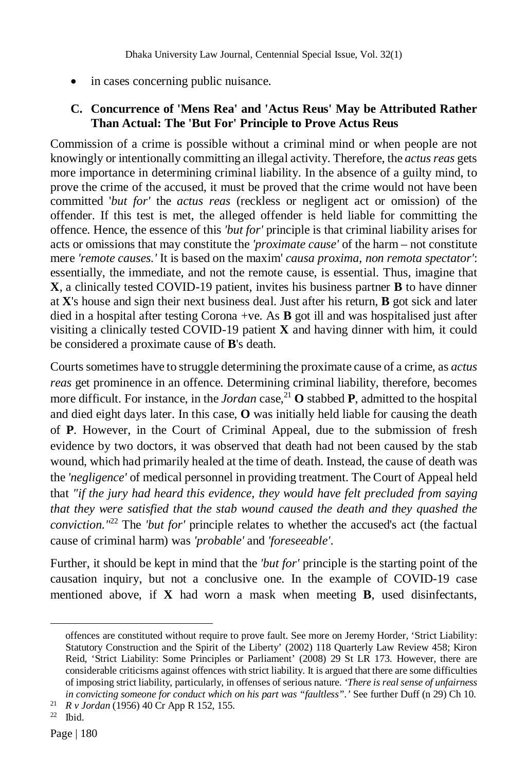- in cases concerning public nuisance.

### C. Concurrence of 'Mens Rea' and 'Actus Reus' May be Attributed Rather Than Actual: The 'But For' Principle to Prove Actus Reus

Commission of a crime is possible without a criminal mind or when people are not knowingly or intentionally committing an illegal activity. Therefore, the *actus reas* gets more importance in determining criminal liability. In the absence of a guilty mind, to prove the crime of the accused, it must be proved that the crime would not have been committed '*but for'* the *actus reas* (reckless or negligent act or omission) of the offender. If this test is met, the alleged offender is held liable for committing the offence. Hence, the essence of this *'but for'* principle is that criminal liability arises for acts or omissions that may constitute the *'proximate cause'* of the harm – not constitute mere *'remote causes.'* It is based on the maxim' *causa proxima, non remota spectator'*: essentially, the immediate, and not the remote cause, is essential. Thus, imagine that **X**, a clinically tested COVID-19 patient, invites his business partner **B** to have dinner at **X**'s house and sign their next business deal. Just after his return, **B** got sick and later died in a hospital after testing Corona +ve. As **B** got ill and was hospitalised just after visiting a clinically tested COVID-19 patient **X** and having dinner with him, it could be considered a proximate cause of **B**'s death.

Courts sometimes have to struggle determining the proximate cause of a crime, as *actus reas* get prominence in an offence. Determining criminal liability, therefore, becomes more difficult. For instance, in the *Jordan* case,[21] **O** stabbed **P**, admitted to the hospital and died eight days later. In this case, **O** was initially held liable for causing the death of **P**. However, in the Court of Criminal Appeal, due to the submission of fresh evidence by two doctors, it was observed that death had not been caused by the stab wound, which had primarily healed at the time of death. Instead, the cause of death was the *'negligence'* of medical personnel in providing treatment. The Court of Appeal held that *"if the jury had heard this evidence, they would have felt precluded from saying that they were satisfied that the stab wound caused the death and they quashed the conviction."*[22] The *'but for'* principle relates to whether the accused's act (the factual cause of criminal harm) was *'probable'* and *'foreseeable'*.

Further, it should be kept in mind that the *'but for'* principle is the starting point of the causation inquiry, but not a conclusive one. In the example of COVID-19 case mentioned above, if **X** had worn a mask when meeting **B**, used disinfectants,

---

offences are constituted without require to prove fault. See more on Jeremy Horder, 'Strict Liability: Statutory Construction and the Spirit of the Liberty' (2002) 118 Quarterly Law Review 458; Kiron Reid, 'Strict Liability: Some Principles or Parliament' (2008) 29 St LR 173. However, there are considerable criticisms against offences with strict liability. It is argued that there are some difficulties of imposing strict liability, particularly, in offenses of serious nature. *'There is real sense of unfairness in convicting someone for conduct which on his part was "faultless".'* See further Duff (n 29) Ch 10.

[21] *R v Jordan* (1956) 40 Cr App R 152, 155.

[22] Ibid.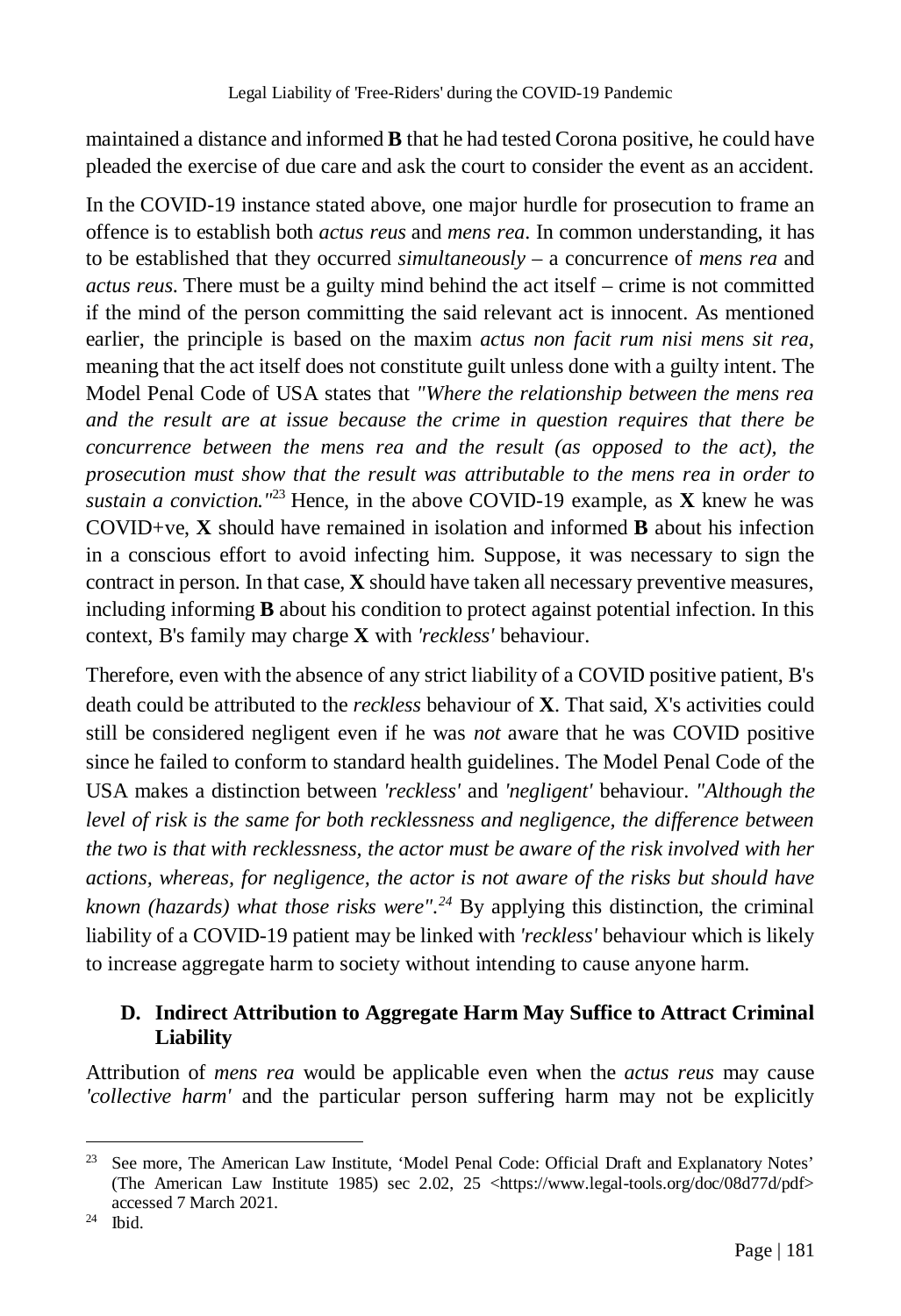maintained a distance and informed **B** that he had tested Corona positive, he could have pleaded the exercise of due care and ask the court to consider the event as an accident.

In the COVID-19 instance stated above, one major hurdle for prosecution to frame an offence is to establish both *actus reus* and *mens rea*. In common understanding, it has to be established that they occurred *simultaneously* – a concurrence of *mens rea* and *actus reus*. There must be a guilty mind behind the act itself – crime is not committed if the mind of the person committing the said relevant act is innocent. As mentioned earlier, the principle is based on the maxim *actus non facit rum nisi mens sit rea*, meaning that the act itself does not constitute guilt unless done with a guilty intent. The Model Penal Code of USA states that *"Where the relationship between the mens rea and the result are at issue because the crime in question requires that there be concurrence between the mens rea and the result (as opposed to the act), the prosecution must show that the result was attributable to the mens rea in order to sustain a conviction."*[23] Hence, in the above COVID-19 example, as **X** knew he was COVID+ve, **X** should have remained in isolation and informed **B** about his infection in a conscious effort to avoid infecting him. Suppose, it was necessary to sign the contract in person. In that case, **X** should have taken all necessary preventive measures, including informing **B** about his condition to protect against potential infection. In this context, B's family may charge **X** with *'reckless'* behaviour.

Therefore, even with the absence of any strict liability of a COVID positive patient, B's death could be attributed to the *reckless* behaviour of **X**. That said, X's activities could still be considered negligent even if he was *not* aware that he was COVID positive since he failed to conform to standard health guidelines. The Model Penal Code of the USA makes a distinction between *'reckless'* and *'negligent'* behaviour. *"Although the level of risk is the same for both recklessness and negligence, the difference between the two is that with recklessness, the actor must be aware of the risk involved with her actions, whereas, for negligence, the actor is not aware of the risks but should have known (hazards) what those risks were".*[24] By applying this distinction, the criminal liability of a COVID-19 patient may be linked with *'reckless'* behaviour which is likely to increase aggregate harm to society without intending to cause anyone harm.

### D. Indirect Attribution to Aggregate Harm May Suffice to Attract Criminal Liability

Attribution of *mens rea* would be applicable even when the *actus reus* may cause *'collective harm'* and the particular person suffering harm may not be explicitly

---

[23] See more, The American Law Institute, 'Model Penal Code: Official Draft and Explanatory Notes' (The American Law Institute 1985) sec 2.02, 25 <https://www.legal-tools.org/doc/08d77d/pdf> accessed 7 March 2021.

[24] Ibid.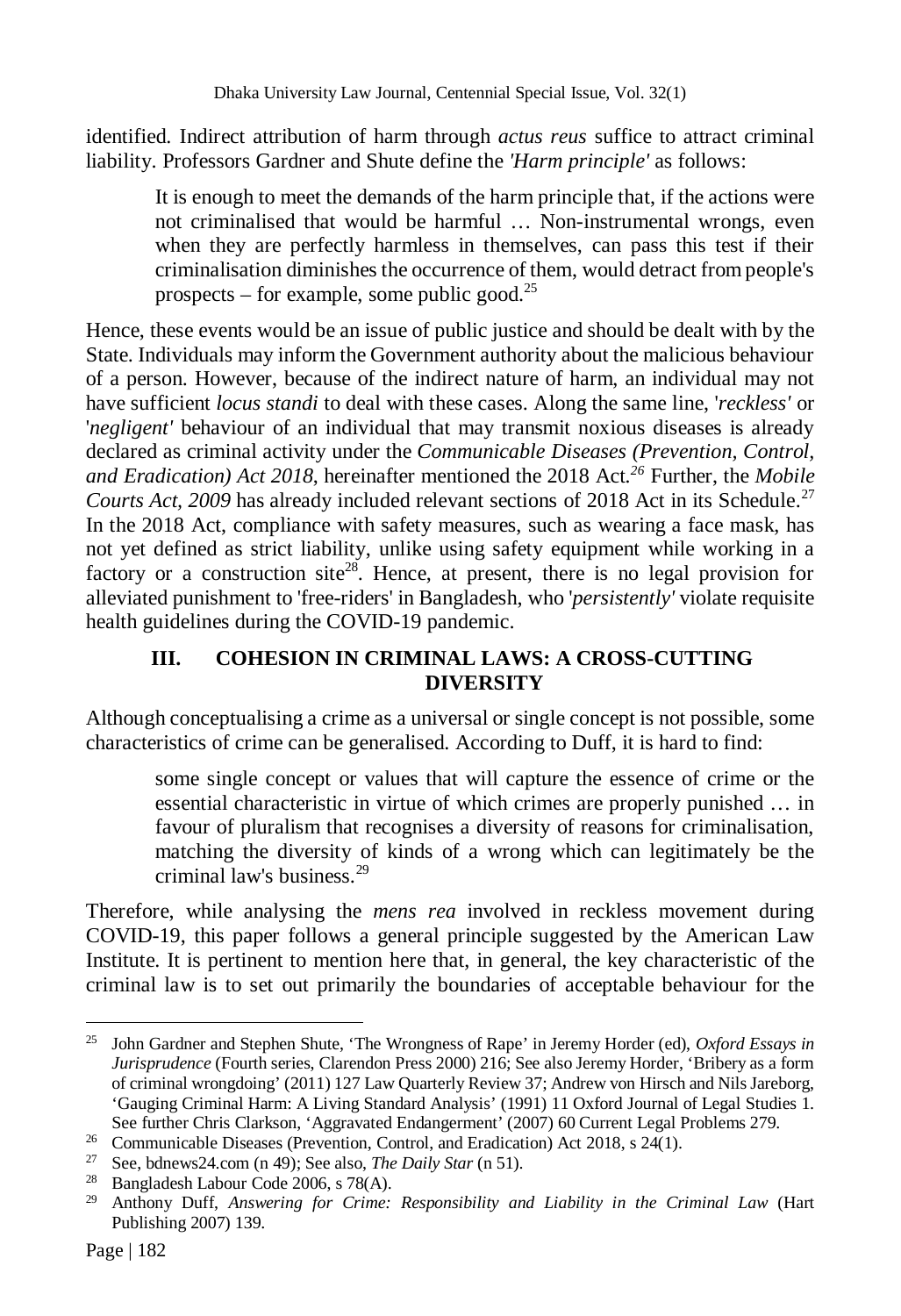identified. Indirect attribution of harm through *actus reus* suffice to attract criminal liability. Professors Gardner and Shute define the *'Harm principle'* as follows:

> It is enough to meet the demands of the harm principle that, if the actions were not criminalised that would be harmful … Non-instrumental wrongs, even when they are perfectly harmless in themselves, can pass this test if their criminalisation diminishes the occurrence of them, would detract from people's prospects – for example, some public good.[25]

Hence, these events would be an issue of public justice and should be dealt with by the State. Individuals may inform the Government authority about the malicious behaviour of a person. However, because of the indirect nature of harm, an individual may not have sufficient *locus standi* to deal with these cases. Along the same line, '*reckless'* or '*negligent'* behaviour of an individual that may transmit noxious diseases is already declared as criminal activity under the *Communicable Diseases (Prevention, Control, and Eradication) Act 2018*, hereinafter mentioned the 2018 Act.[26] Further, the *Mobile Courts Act, 2009* has already included relevant sections of 2018 Act in its Schedule.[27] In the 2018 Act, compliance with safety measures, such as wearing a face mask, has not yet defined as strict liability, unlike using safety equipment while working in a factory or a construction site[28]. Hence, at present, there is no legal provision for alleviated punishment to 'free-riders' in Bangladesh, who '*persistently'* violate requisite health guidelines during the COVID-19 pandemic.

## III. COHESION IN CRIMINAL LAWS: A CROSS-CUTTING DIVERSITY

Although conceptualising a crime as a universal or single concept is not possible, some characteristics of crime can be generalised. According to Duff, it is hard to find:

> some single concept or values that will capture the essence of crime or the essential characteristic in virtue of which crimes are properly punished … in favour of pluralism that recognises a diversity of reasons for criminalisation, matching the diversity of kinds of a wrong which can legitimately be the criminal law's business.[29]

Therefore, while analysing the *mens rea* involved in reckless movement during COVID-19, this paper follows a general principle suggested by the American Law Institute. It is pertinent to mention here that, in general, the key characteristic of the criminal law is to set out primarily the boundaries of acceptable behaviour for the

---

[25] John Gardner and Stephen Shute, 'The Wrongness of Rape' in Jeremy Horder (ed), *Oxford Essays in Jurisprudence* (Fourth series, Clarendon Press 2000) 216; See also Jeremy Horder, 'Bribery as a form of criminal wrongdoing' (2011) 127 Law Quarterly Review 37; Andrew von Hirsch and Nils Jareborg, 'Gauging Criminal Harm: A Living Standard Analysis' (1991) 11 Oxford Journal of Legal Studies 1. See further Chris Clarkson, 'Aggravated Endangerment' (2007) 60 Current Legal Problems 279.

[26] Communicable Diseases (Prevention, Control, and Eradication) Act 2018, s 24(1).

[27] See, bdnews24.com (n 49); See also, *The Daily Star* (n 51).

[28] Bangladesh Labour Code 2006, s 78(A).

[29] Anthony Duff, *Answering for Crime: Responsibility and Liability in the Criminal Law* (Hart Publishing 2007) 139.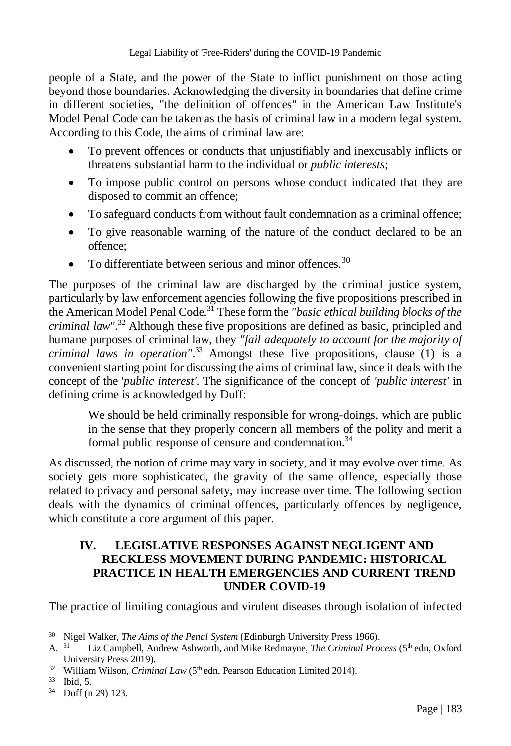people of a State, and the power of the State to inflict punishment on those acting beyond those boundaries. Acknowledging the diversity in boundaries that define crime in different societies, "the definition of offences" in the American Law Institute's Model Penal Code can be taken as the basis of criminal law in a modern legal system. According to this Code, the aims of criminal law are:

- To prevent offences or conducts that unjustifiably and inexcusably inflicts or threatens substantial harm to the individual or *public interests*;
- To impose public control on persons whose conduct indicated that they are disposed to commit an offence;
- To safeguard conducts from without fault condemnation as a criminal offence;
- To give reasonable warning of the nature of the conduct declared to be an offence;
- To differentiate between serious and minor offences.[30]

The purposes of the criminal law are discharged by the criminal justice system, particularly by law enforcement agencies following the five propositions prescribed in the American Model Penal Code.[31] These form the *"basic ethical building blocks of the criminal law"*.[32] Although these five propositions are defined as basic, principled and humane purposes of criminal law, they *"fail adequately to account for the majority of criminal laws in operation"*.[33] Amongst these five propositions, clause (1) is a convenient starting point for discussing the aims of criminal law, since it deals with the concept of the '*public interest'*. The significance of the concept of *'public interest'* in defining crime is acknowledged by Duff:

> We should be held criminally responsible for wrong-doings, which are public in the sense that they properly concern all members of the polity and merit a formal public response of censure and condemnation.[34]

As discussed, the notion of crime may vary in society, and it may evolve over time. As society gets more sophisticated, the gravity of the same offence, especially those related to privacy and personal safety, may increase over time. The following section deals with the dynamics of criminal offences, particularly offences by negligence, which constitute a core argument of this paper.

## IV. LEGISLATIVE RESPONSES AGAINST NEGLIGENT AND RECKLESS MOVEMENT DURING PANDEMIC: HISTORICAL PRACTICE IN HEALTH EMERGENCIES AND CURRENT TREND UNDER COVID-19

The practice of limiting contagious and virulent diseases through isolation of infected

---

[30] Nigel Walker, *The Aims of the Penal System* (Edinburgh University Press 1966).

A. [31] Liz Campbell, Andrew Ashworth, and Mike Redmayne, *The Criminal Process* (5th edn, Oxford University Press 2019).

[32] William Wilson, *Criminal Law* (5th edn, Pearson Education Limited 2014).

[33] Ibid, 5.

[34] Duff (n 29) 123.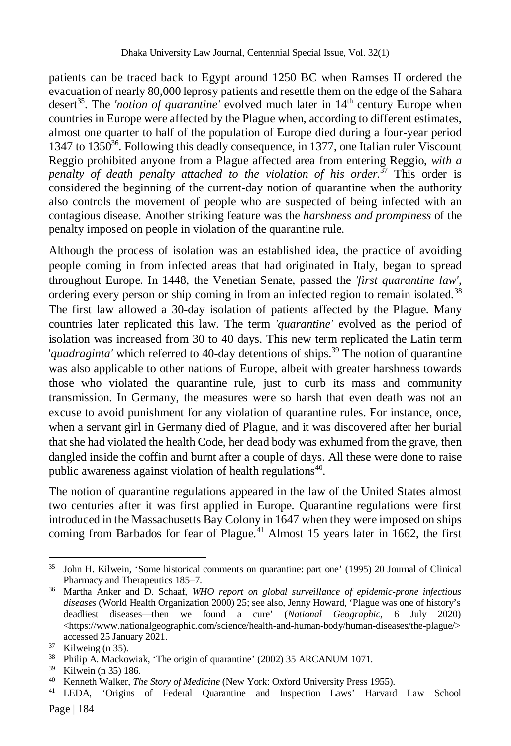patients can be traced back to Egypt around 1250 BC when Ramses II ordered the evacuation of nearly 80,000 leprosy patients and resettle them on the edge of the Sahara desert[35]. The *'notion of quarantine'* evolved much later in 14th century Europe when countries in Europe were affected by the Plague when, according to different estimates, almost one quarter to half of the population of Europe died during a four-year period 1347 to 1350[36]. Following this deadly consequence, in 1377, one Italian ruler Viscount Reggio prohibited anyone from a Plague affected area from entering Reggio, *with a penalty of death penalty attached to the violation of his order.*[37] This order is considered the beginning of the current-day notion of quarantine when the authority also controls the movement of people who are suspected of being infected with an contagious disease. Another striking feature was the *harshness and promptness* of the penalty imposed on people in violation of the quarantine rule.

Although the process of isolation was an established idea, the practice of avoiding people coming in from infected areas that had originated in Italy, began to spread throughout Europe. In 1448, the Venetian Senate, passed the *'first quarantine law'*, ordering every person or ship coming in from an infected region to remain isolated.[38] The first law allowed a 30-day isolation of patients affected by the Plague. Many countries later replicated this law. The term *'quarantine'* evolved as the period of isolation was increased from 30 to 40 days. This new term replicated the Latin term '*quadraginta'* which referred to 40-day detentions of ships.[39] The notion of quarantine was also applicable to other nations of Europe, albeit with greater harshness towards those who violated the quarantine rule, just to curb its mass and community transmission. In Germany, the measures were so harsh that even death was not an excuse to avoid punishment for any violation of quarantine rules. For instance, once, when a servant girl in Germany died of Plague, and it was discovered after her burial that she had violated the health Code, her dead body was exhumed from the grave, then dangled inside the coffin and burnt after a couple of days. All these were done to raise public awareness against violation of health regulations[40].

The notion of quarantine regulations appeared in the law of the United States almost two centuries after it was first applied in Europe. Quarantine regulations were first introduced in the Massachusetts Bay Colony in 1647 when they were imposed on ships coming from Barbados for fear of Plague.[41] Almost 15 years later in 1662, the first

---

[35] John H. Kilwein, 'Some historical comments on quarantine: part one' (1995) 20 Journal of Clinical Pharmacy and Therapeutics 185–7.

[36] Martha Anker and D. Schaaf, *WHO report on global surveillance of epidemic-prone infectious diseases* (World Health Organization 2000) 25; see also, Jenny Howard, 'Plague was one of history's deadliest diseases—then we found a cure' (*National Geographic*, 6 July 2020) <https://www.nationalgeographic.com/science/health-and-human-body/human-diseases/the-plague/> accessed 25 January 2021.

[37] Kilweing (n 35).

[38] Philip A. Mackowiak, 'The origin of quarantine' (2002) 35 ARCANUM 1071.

[39] Kilwein (n 35) 186.

[40] Kenneth Walker, *The Story of Medicine* (New York: Oxford University Press 1955).

[41] LEDA, 'Origins of Federal Quarantine and Inspection Laws' Harvard Law School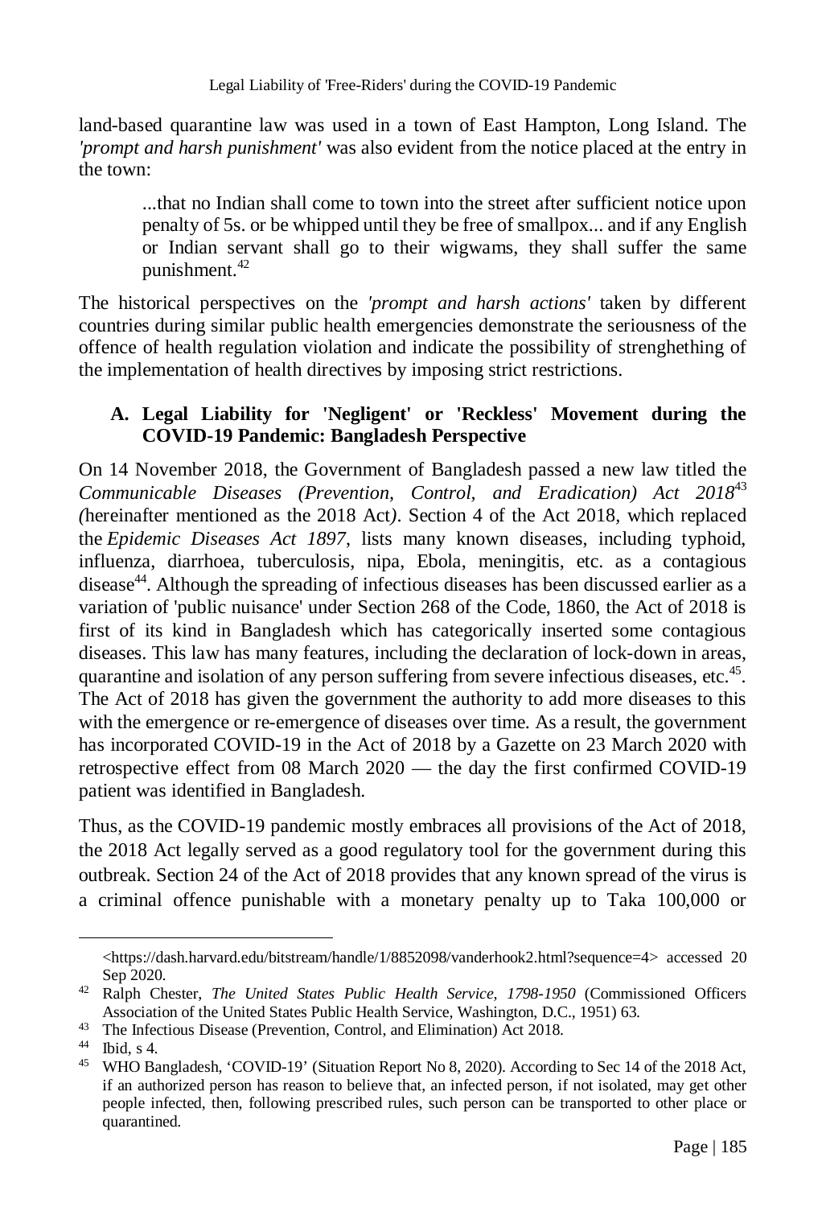land-based quarantine law was used in a town of East Hampton, Long Island. The *'prompt and harsh punishment'* was also evident from the notice placed at the entry in the town:

> ...that no Indian shall come to town into the street after sufficient notice upon penalty of 5s. or be whipped until they be free of smallpox... and if any English or Indian servant shall go to their wigwams, they shall suffer the same punishment.[42]

The historical perspectives on the *'prompt and harsh actions'* taken by different countries during similar public health emergencies demonstrate the seriousness of the offence of health regulation violation and indicate the possibility of strenghething of the implementation of health directives by imposing strict restrictions.

### A. Legal Liability for 'Negligent' or 'Reckless' Movement during the COVID-19 Pandemic: Bangladesh Perspective

On 14 November 2018, the Government of Bangladesh passed a new law titled the *Communicable Diseases (Prevention, Control, and Eradication) Act 2018*[43] *(*hereinafter mentioned as the 2018 Act*)*. Section 4 of the Act 2018, which replaced the *Epidemic Diseases Act 1897*, lists many known diseases, including typhoid, influenza, diarrhoea, tuberculosis, nipa, Ebola, meningitis, etc. as a contagious disease[44]. Although the spreading of infectious diseases has been discussed earlier as a variation of 'public nuisance' under Section 268 of the Code, 1860, the Act of 2018 is first of its kind in Bangladesh which has categorically inserted some contagious diseases. This law has many features, including the declaration of lock-down in areas, quarantine and isolation of any person suffering from severe infectious diseases, etc.[45]. The Act of 2018 has given the government the authority to add more diseases to this with the emergence or re-emergence of diseases over time. As a result, the government has incorporated COVID-19 in the Act of 2018 by a Gazette on 23 March 2020 with retrospective effect from 08 March 2020 — the day the first confirmed COVID-19 patient was identified in Bangladesh.

Thus, as the COVID-19 pandemic mostly embraces all provisions of the Act of 2018, the 2018 Act legally served as a good regulatory tool for the government during this outbreak. Section 24 of the Act of 2018 provides that any known spread of the virus is a criminal offence punishable with a monetary penalty up to Taka 100,000 or

---

<https://dash.harvard.edu/bitstream/handle/1/8852098/vanderhook2.html?sequence=4> accessed 20 Sep 2020.

[42] Ralph Chester, *The United States Public Health Service, 1798-1950* (Commissioned Officers Association of the United States Public Health Service, Washington, D.C., 1951) 63.

[43] The Infectious Disease (Prevention, Control, and Elimination) Act 2018.

[44] Ibid, s 4.

[45] WHO Bangladesh, 'COVID-19' (Situation Report No 8, 2020). According to Sec 14 of the 2018 Act, if an authorized person has reason to believe that, an infected person, if not isolated, may get other people infected, then, following prescribed rules, such person can be transported to other place or quarantined.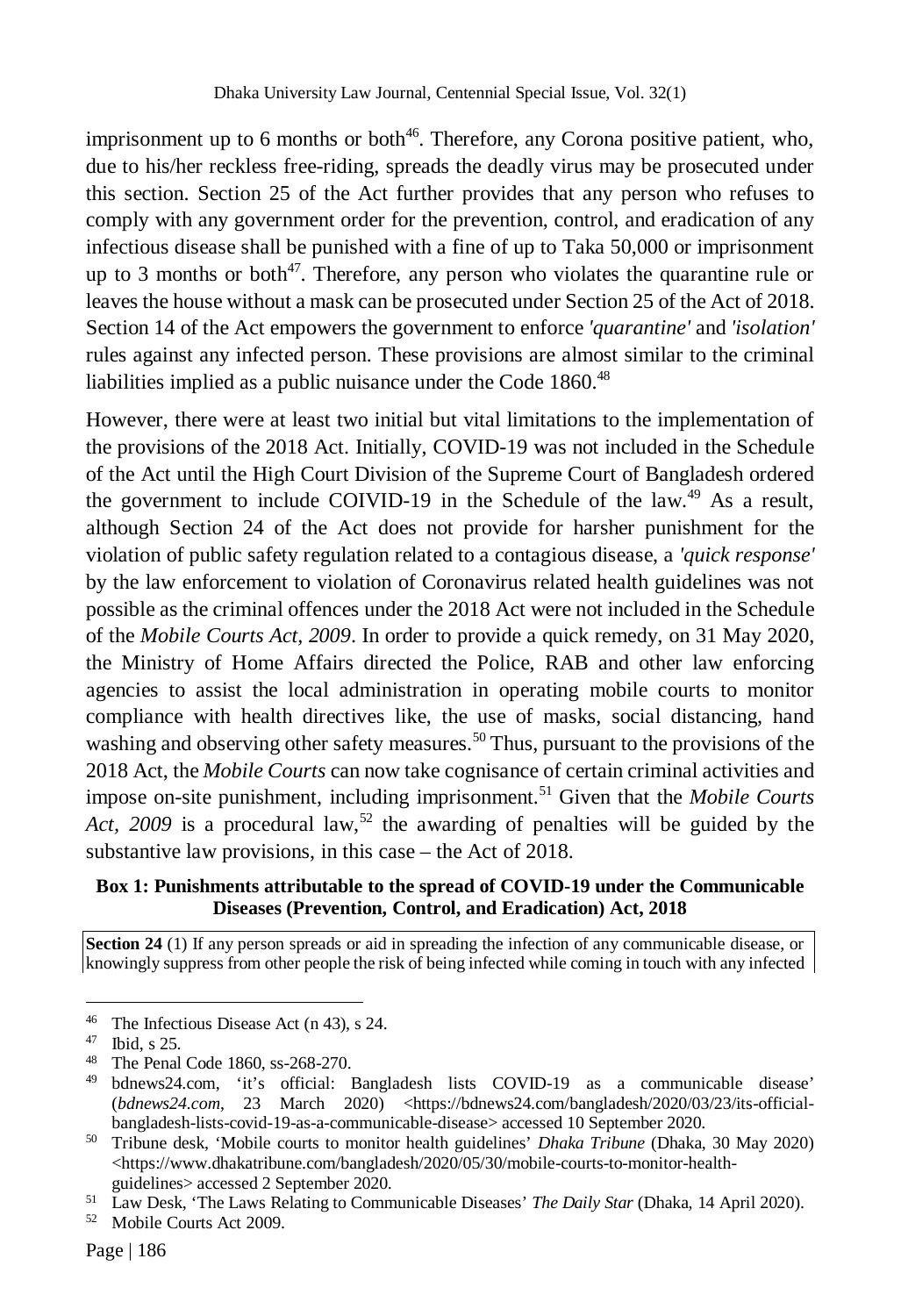imprisonment up to 6 months or both[46]. Therefore, any Corona positive patient, who, due to his/her reckless free-riding, spreads the deadly virus may be prosecuted under this section. Section 25 of the Act further provides that any person who refuses to comply with any government order for the prevention, control, and eradication of any infectious disease shall be punished with a fine of up to Taka 50,000 or imprisonment up to 3 months or both[47]. Therefore, any person who violates the quarantine rule or leaves the house without a mask can be prosecuted under Section 25 of the Act of 2018. Section 14 of the Act empowers the government to enforce *'quarantine'* and *'isolation'* rules against any infected person. These provisions are almost similar to the criminal liabilities implied as a public nuisance under the Code 1860.[48]

However, there were at least two initial but vital limitations to the implementation of the provisions of the 2018 Act. Initially, COVID-19 was not included in the Schedule of the Act until the High Court Division of the Supreme Court of Bangladesh ordered the government to include COIVID-19 in the Schedule of the law.[49] As a result, although Section 24 of the Act does not provide for harsher punishment for the violation of public safety regulation related to a contagious disease, a *'quick response'* by the law enforcement to violation of Coronavirus related health guidelines was not possible as the criminal offences under the 2018 Act were not included in the Schedule of the *Mobile Courts Act, 2009*. In order to provide a quick remedy, on 31 May 2020, the Ministry of Home Affairs directed the Police, RAB and other law enforcing agencies to assist the local administration in operating mobile courts to monitor compliance with health directives like, the use of masks, social distancing, hand washing and observing other safety measures.[50] Thus, pursuant to the provisions of the 2018 Act, the *Mobile Courts* can now take cognisance of certain criminal activities and impose on-site punishment, including imprisonment.[51] Given that the *Mobile Courts Act, 2009* is a procedural law,[52] the awarding of penalties will be guided by the substantive law provisions, in this case – the Act of 2018.

**Box 1: Punishments attributable to the spread of COVID-19 under the Communicable Diseases (Prevention, Control, and Eradication) Act, 2018**

**Section 24** (1) If any person spreads or aid in spreading the infection of any communicable disease, or knowingly suppress from other people the risk of being infected while coming in touch with any infected

---

[46] The Infectious Disease Act (n 43), s 24.

[47] Ibid, s 25.

[48] The Penal Code 1860, ss-268-270.

[49] bdnews24.com, 'it's official: Bangladesh lists COVID-19 as a communicable disease' (*bdnews24.com*, 23 March 2020) <https://bdnews24.com/bangladesh/2020/03/23/its-official-bangladesh-lists-covid-19-as-a-communicable-disease> accessed 10 September 2020.

[50] Tribune desk, 'Mobile courts to monitor health guidelines' *Dhaka Tribune* (Dhaka, 30 May 2020) <https://www.dhakatribune.com/bangladesh/2020/05/30/mobile-courts-to-monitor-health-guidelines> accessed 2 September 2020.

[51] Law Desk, 'The Laws Relating to Communicable Diseases' *The Daily Star* (Dhaka, 14 April 2020).

[52] Mobile Courts Act 2009.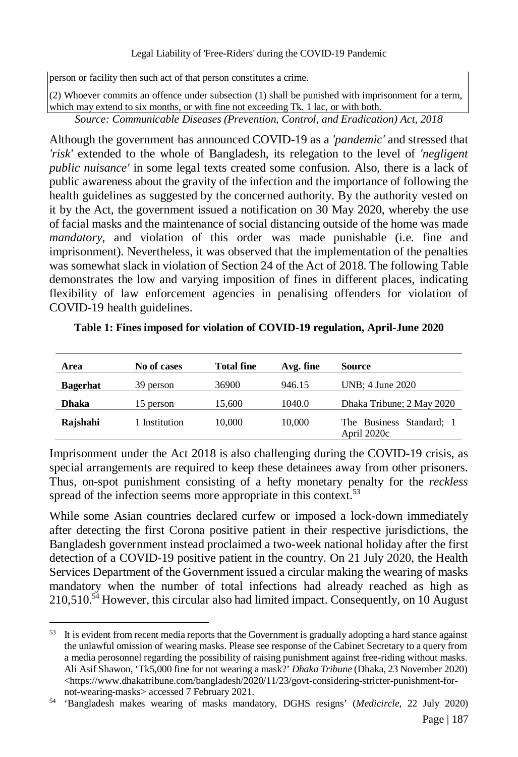person or facility then such act of that person constitutes a crime.

(2) Whoever commits an offence under subsection (1) shall be punished with imprisonment for a term, which may extend to six months, or with fine not exceeding Tk. 1 lac, or with both.

*Source: Communicable Diseases (Prevention, Control, and Eradication) Act, 2018*

Although the government has announced COVID-19 as a *'pandemic'* and stressed that *'risk'* extended to the whole of Bangladesh, its relegation to the level of *'negligent public nuisance'* in some legal texts created some confusion. Also, there is a lack of public awareness about the gravity of the infection and the importance of following the health guidelines as suggested by the concerned authority. By the authority vested on it by the Act, the government issued a notification on 30 May 2020, whereby the use of facial masks and the maintenance of social distancing outside of the home was made *mandatory*, and violation of this order was made punishable (i.e. fine and imprisonment). Nevertheless, it was observed that the implementation of the penalties was somewhat slack in violation of Section 24 of the Act of 2018. The following Table demonstrates the low and varying imposition of fines in different places, indicating flexibility of law enforcement agencies in penalising offenders for violation of COVID-19 health guidelines.

**Table 1: Fines imposed for violation of COVID-19 regulation, April-June 2020**

| Area | No of cases | Total fine | Avg. fine | Source |
|---|---|---|---|---|
| **Bagerhat** | 39 person | 36900 | 946.15 | UNB; 4 June 2020 |
| **Dhaka** | 15 person | 15,600 | 1040.0 | Dhaka Tribune; 2 May 2020 |
| **Rajshahi** | 1 Institution | 10,000 | 10,000 | The Business Standard; 1 April 2020c |

Imprisonment under the Act 2018 is also challenging during the COVID-19 crisis, as special arrangements are required to keep these detainees away from other prisoners. Thus, on-spot punishment consisting of a hefty monetary penalty for the *reckless* spread of the infection seems more appropriate in this context.[53]

While some Asian countries declared curfew or imposed a lock-down immediately after detecting the first Corona positive patient in their respective jurisdictions, the Bangladesh government instead proclaimed a two-week national holiday after the first detection of a COVID-19 positive patient in the country. On 21 July 2020, the Health Services Department of the Government issued a circular making the wearing of masks mandatory when the number of total infections had already reached as high as 210,510.[54] However, this circular also had limited impact. Consequently, on 10 August

---

[53] It is evident from recent media reports that the Government is gradually adopting a hard stance against the unlawful omission of wearing masks. Please see response of the Cabinet Secretary to a query from a media perosonnel regarding the possibility of raising punishment against free-riding without masks. Ali Asif Shawon, 'Tk5,000 fine for not wearing a mask?' *Dhaka Tribune* (Dhaka, 23 November 2020) <https://www.dhakatribune.com/bangladesh/2020/11/23/govt-considering-stricter-punishment-for-not-wearing-masks> accessed 7 February 2021.

[54] 'Bangladesh makes wearing of masks mandatory, DGHS resigns' (*Medicircle,* 22 July 2020)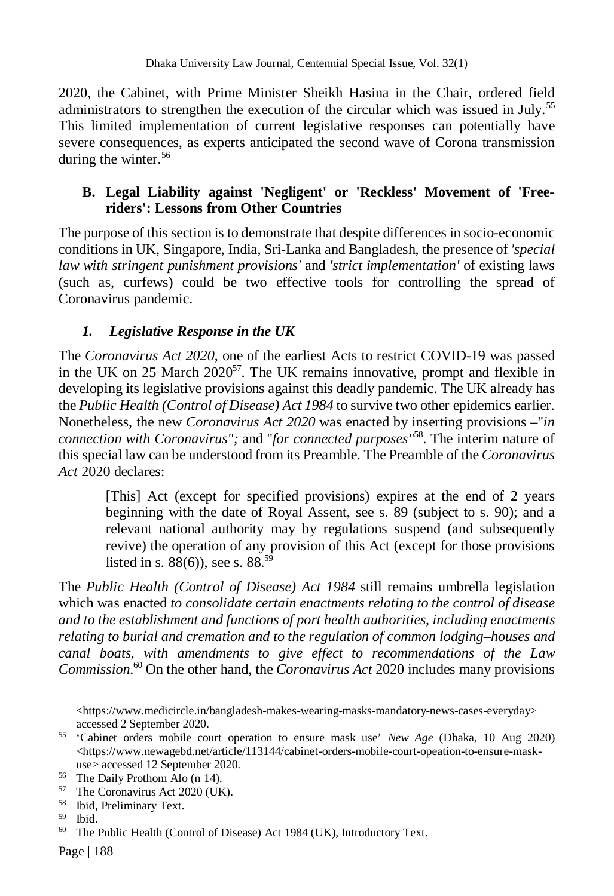2020, the Cabinet, with Prime Minister Sheikh Hasina in the Chair, ordered field administrators to strengthen the execution of the circular which was issued in July.[55] This limited implementation of current legislative responses can potentially have severe consequences, as experts anticipated the second wave of Corona transmission during the winter.[56]

### B. Legal Liability against 'Negligent' or 'Reckless' Movement of 'Free-riders': Lessons from Other Countries

The purpose of this section is to demonstrate that despite differences in socio-economic conditions in UK, Singapore, India, Sri-Lanka and Bangladesh, the presence of *'special law with stringent punishment provisions'* and *'strict implementation'* of existing laws (such as, curfews) could be two effective tools for controlling the spread of Coronavirus pandemic.

#### *1. Legislative Response in the UK*

The *Coronavirus Act 2020*, one of the earliest Acts to restrict COVID-19 was passed in the UK on 25 March 2020[57]. The UK remains innovative, prompt and flexible in developing its legislative provisions against this deadly pandemic. The UK already has the *Public Health (Control of Disease) Act 1984* to survive two other epidemics earlier. Nonetheless, the new *Coronavirus Act 2020* was enacted by inserting provisions –"*in connection with Coronavirus";* and "*for connected purposes"*[58]. The interim nature of this special law can be understood from its Preamble. The Preamble of the *Coronavirus Act* 2020 declares:

> [This] Act (except for specified provisions) expires at the end of 2 years beginning with the date of Royal Assent, see s. 89 (subject to s. 90); and a relevant national authority may by regulations suspend (and subsequently revive) the operation of any provision of this Act (except for those provisions listed in s. 88(6)), see s. 88.[59]

The *Public Health (Control of Disease) Act 1984* still remains umbrella legislation which was enacted *to consolidate certain enactments relating to the control of disease and to the establishment and functions of port health authorities, including enactments relating to burial and cremation and to the regulation of common lodging–houses and canal boats, with amendments to give effect to recommendations of the Law Commission.*[60] On the other hand, the *Coronavirus Act* 2020 includes many provisions

---

<https://www.medicircle.in/bangladesh-makes-wearing-masks-mandatory-news-cases-everyday> accessed 2 September 2020.

[55] 'Cabinet orders mobile court operation to ensure mask use' *New Age* (Dhaka, 10 Aug 2020) <https://www.newagebd.net/article/113144/cabinet-orders-mobile-court-opeation-to-ensure-mask-use> accessed 12 September 2020.

[56] The Daily Prothom Alo (n 14).

[57] The Coronavirus Act 2020 (UK).

[58] Ibid, Preliminary Text.

[59] Ibid.

[60] The Public Health (Control of Disease) Act 1984 (UK), Introductory Text.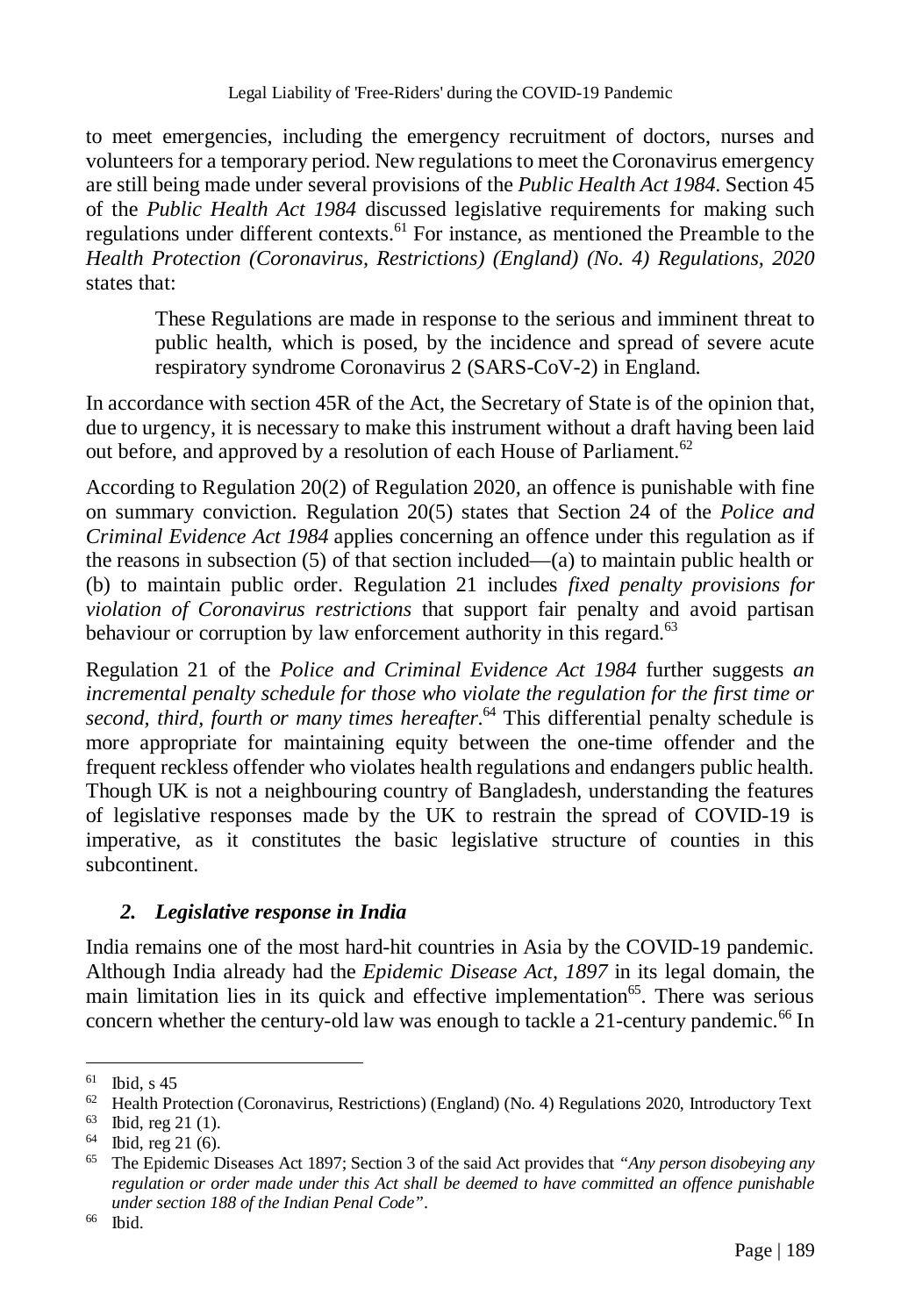to meet emergencies, including the emergency recruitment of doctors, nurses and volunteers for a temporary period. New regulations to meet the Coronavirus emergency are still being made under several provisions of the *Public Health Act 1984*. Section 45 of the *Public Health Act 1984* discussed legislative requirements for making such regulations under different contexts.[61] For instance, as mentioned the Preamble to the *Health Protection (Coronavirus, Restrictions) (England) (No. 4) Regulations, 2020* states that:

> These Regulations are made in response to the serious and imminent threat to public health, which is posed, by the incidence and spread of severe acute respiratory syndrome Coronavirus 2 (SARS-CoV-2) in England.

In accordance with section 45R of the Act, the Secretary of State is of the opinion that, due to urgency, it is necessary to make this instrument without a draft having been laid out before, and approved by a resolution of each House of Parliament.[62]

According to Regulation 20(2) of Regulation 2020, an offence is punishable with fine on summary conviction. Regulation 20(5) states that Section 24 of the *Police and Criminal Evidence Act 1984* applies concerning an offence under this regulation as if the reasons in subsection (5) of that section included—(a) to maintain public health or (b) to maintain public order. Regulation 21 includes *fixed penalty provisions for violation of Coronavirus restrictions* that support fair penalty and avoid partisan behaviour or corruption by law enforcement authority in this regard.[63]

Regulation 21 of the *Police and Criminal Evidence Act 1984* further suggests *an incremental penalty schedule for those who violate the regulation for the first time or second, third, fourth or many times hereafter.*[64] This differential penalty schedule is more appropriate for maintaining equity between the one-time offender and the frequent reckless offender who violates health regulations and endangers public health. Though UK is not a neighbouring country of Bangladesh, understanding the features of legislative responses made by the UK to restrain the spread of COVID-19 is imperative, as it constitutes the basic legislative structure of counties in this subcontinent.

### *2. Legislative response in India*

India remains one of the most hard-hit countries in Asia by the COVID-19 pandemic. Although India already had the *Epidemic Disease Act, 1897* in its legal domain, the main limitation lies in its quick and effective implementation[65]. There was serious concern whether the century-old law was enough to tackle a 21-century pandemic.[66] In

---

[61] Ibid, s 45

[62] Health Protection (Coronavirus, Restrictions) (England) (No. 4) Regulations 2020, Introductory Text

[63] Ibid, reg 21 (1).

[64] Ibid, reg 21 (6).

[65] The Epidemic Diseases Act 1897; Section 3 of the said Act provides that *"Any person disobeying any regulation or order made under this Act shall be deemed to have committed an offence punishable under section 188 of the Indian Penal Code"*.

[66] Ibid.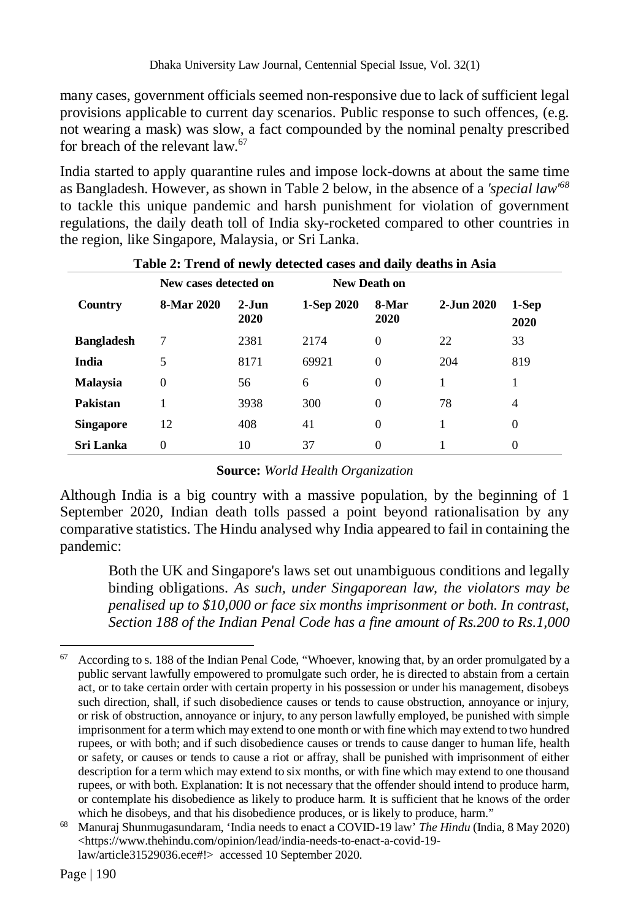many cases, government officials seemed non-responsive due to lack of sufficient legal provisions applicable to current day scenarios. Public response to such offences, (e.g. not wearing a mask) was slow, a fact compounded by the nominal penalty prescribed for breach of the relevant law.[67]

India started to apply quarantine rules and impose lock-downs at about the same time as Bangladesh. However, as shown in Table 2 below, in the absence of a *'special law'*[68] to tackle this unique pandemic and harsh punishment for violation of government regulations, the daily death toll of India sky-rocketed compared to other countries in the region, like Singapore, Malaysia, or Sri Lanka.

**Table 2: Trend of newly detected cases and daily deaths in Asia**

| | New cases detected on | | | New Death on | | |
|---|---|---|---|---|---|---|
| **Country** | **8-Mar 2020** | **2-Jun 2020** | **1-Sep 2020** | **8-Mar 2020** | **2-Jun 2020** | **1-Sep 2020** |
| **Bangladesh** | 7 | 2381 | 2174 | 0 | 22 | 33 |
| **India** | 5 | 8171 | 69921 | 0 | 204 | 819 |
| **Malaysia** | 0 | 56 | 6 | 0 | 1 | 1 |
| **Pakistan** | 1 | 3938 | 300 | 0 | 78 | 4 |
| **Singapore** | 12 | 408 | 41 | 0 | 1 | 0 |
| **Sri Lanka** | 0 | 10 | 37 | 0 | 1 | 0 |

**Source:** *World Health Organization*

Although India is a big country with a massive population, by the beginning of 1 September 2020, Indian death tolls passed a point beyond rationalisation by any comparative statistics. The Hindu analysed why India appeared to fail in containing the pandemic:

> Both the UK and Singapore's laws set out unambiguous conditions and legally binding obligations. *As such, under Singaporean law, the violators may be penalised up to $10,000 or face six months imprisonment or both. In contrast, Section 188 of the Indian Penal Code has a fine amount of Rs.200 to Rs.1,000*

---

[67] According to s. 188 of the Indian Penal Code, "Whoever, knowing that, by an order promulgated by a public servant lawfully empowered to promulgate such order, he is directed to abstain from a certain act, or to take certain order with certain property in his possession or under his management, disobeys such direction, shall, if such disobedience causes or tends to cause obstruction, annoyance or injury, or risk of obstruction, annoyance or injury, to any person lawfully employed, be punished with simple imprisonment for a term which may extend to one month or with fine which may extend to two hundred rupees, or with both; and if such disobedience causes or trends to cause danger to human life, health or safety, or causes or tends to cause a riot or affray, shall be punished with imprisonment of either description for a term which may extend to six months, or with fine which may extend to one thousand rupees, or with both. Explanation: It is not necessary that the offender should intend to produce harm, or contemplate his disobedience as likely to produce harm. It is sufficient that he knows of the order which he disobeys, and that his disobedience produces, or is likely to produce, harm."

[68] Manuraj Shunmugasundaram, 'India needs to enact a COVID-19 law' *The Hindu* (India, 8 May 2020) <https://www.thehindu.com/opinion/lead/india-needs-to-enact-a-covid-19-law/article31529036.ece#!> accessed 10 September 2020.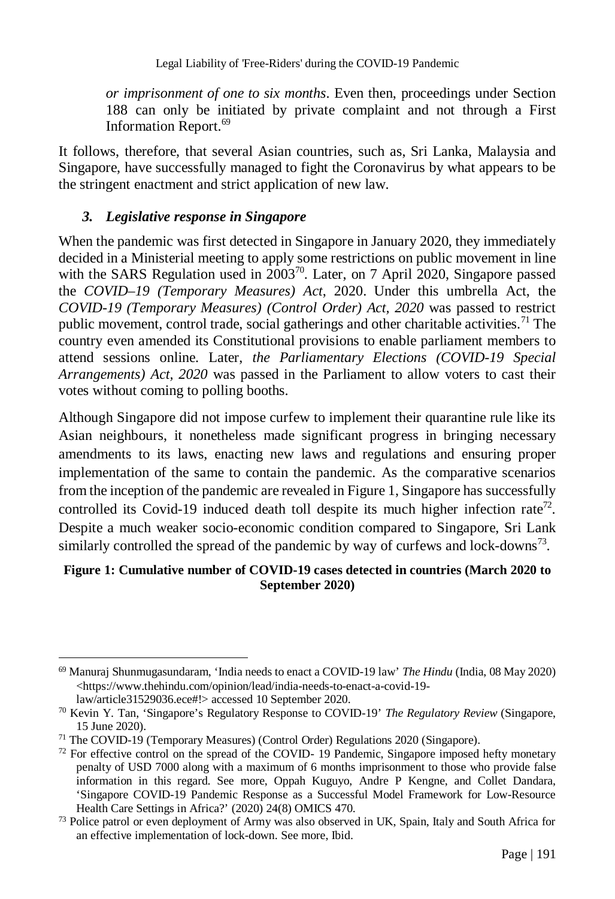*or imprisonment of one to six months*. Even then, proceedings under Section 188 can only be initiated by private complaint and not through a First Information Report.[69]

It follows, therefore, that several Asian countries, such as, Sri Lanka, Malaysia and Singapore, have successfully managed to fight the Coronavirus by what appears to be the stringent enactment and strict application of new law.

### *3. Legislative response in Singapore*

When the pandemic was first detected in Singapore in January 2020, they immediately decided in a Ministerial meeting to apply some restrictions on public movement in line with the SARS Regulation used in 2003[70]. Later, on 7 April 2020, Singapore passed the *COVID–19 (Temporary Measures) Act*, 2020. Under this umbrella Act, the *COVID-19 (Temporary Measures) (Control Order) Act, 2020* was passed to restrict public movement, control trade, social gatherings and other charitable activities.[71] The country even amended its Constitutional provisions to enable parliament members to attend sessions online. Later, *the Parliamentary Elections (COVID-19 Special Arrangements) Act, 2020* was passed in the Parliament to allow voters to cast their votes without coming to polling booths.

Although Singapore did not impose curfew to implement their quarantine rule like its Asian neighbours, it nonetheless made significant progress in bringing necessary amendments to its laws, enacting new laws and regulations and ensuring proper implementation of the same to contain the pandemic. As the comparative scenarios from the inception of the pandemic are revealed in Figure 1, Singapore has successfully controlled its Covid-19 induced death toll despite its much higher infection rate[72]. Despite a much weaker socio-economic condition compared to Singapore, Sri Lank similarly controlled the spread of the pandemic by way of curfews and lock-downs[73].

**Figure 1: Cumulative number of COVID-19 cases detected in countries (March 2020 to September 2020)**

---

[69] Manuraj Shunmugasundaram, 'India needs to enact a COVID-19 law' *The Hindu* (India, 08 May 2020) <https://www.thehindu.com/opinion/lead/india-needs-to-enact-a-covid-19-law/article31529036.ece#!> accessed 10 September 2020.

[70] Kevin Y. Tan, 'Singapore's Regulatory Response to COVID-19' *The Regulatory Review* (Singapore, 15 June 2020).

[71] The COVID-19 (Temporary Measures) (Control Order) Regulations 2020 (Singapore).

[72] For effective control on the spread of the COVID- 19 Pandemic, Singapore imposed hefty monetary penalty of USD 7000 along with a maximum of 6 months imprisonment to those who provide false information in this regard. See more, Oppah Kuguyo, Andre P Kengne, and Collet Dandara, 'Singapore COVID-19 Pandemic Response as a Successful Model Framework for Low-Resource Health Care Settings in Africa?' (2020) 24(8) OMICS 470.

[73] Police patrol or even deployment of Army was also observed in UK, Spain, Italy and South Africa for an effective implementation of lock-down. See more, Ibid.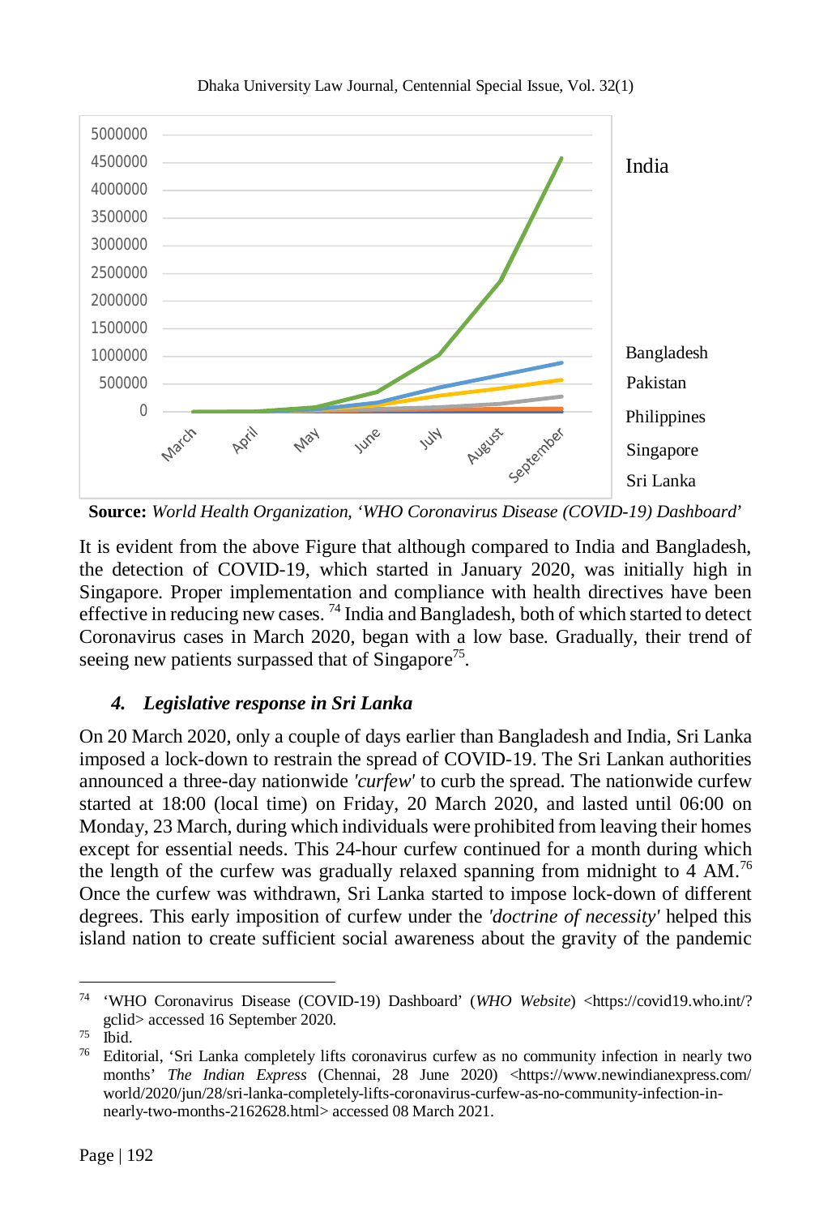Source: *World Health Organization, 'WHO Coronavirus Disease (COVID-19) Dashboard'*

It is evident from the above Figure that although compared to India and Bangladesh, the detection of COVID-19, which started in January 2020, was initially high in Singapore. Proper implementation and compliance with health directives have been effective in reducing new cases. [74] India and Bangladesh, both of which started to detect Coronavirus cases in March 2020, began with a low base. Gradually, their trend of seeing new patients surpassed that of Singapore[75].

### *4. Legislative response in Sri Lanka*

On 20 March 2020, only a couple of days earlier than Bangladesh and India, Sri Lanka imposed a lock-down to restrain the spread of COVID-19. The Sri Lankan authorities announced a three-day nationwide *'curfew'* to curb the spread. The nationwide curfew started at 18:00 (local time) on Friday, 20 March 2020, and lasted until 06:00 on Monday, 23 March, during which individuals were prohibited from leaving their homes except for essential needs. This 24-hour curfew continued for a month during which the length of the curfew was gradually relaxed spanning from midnight to 4 AM.[76] Once the curfew was withdrawn, Sri Lanka started to impose lock-down of different degrees. This early imposition of curfew under the *'doctrine of necessity'* helped this island nation to create sufficient social awareness about the gravity of the pandemic

---

[74] 'WHO Coronavirus Disease (COVID-19) Dashboard' (*WHO Website*) <https://covid19.who.int/?gclid> accessed 16 September 2020.

[75] Ibid.

[76] Editorial, 'Sri Lanka completely lifts coronavirus curfew as no community infection in nearly two months' *The Indian Express* (Chennai, 28 June 2020) <https://www.newindianexpress.com/world/2020/jun/28/sri-lanka-completely-lifts-coronavirus-curfew-as-no-community-infection-in-nearly-two-months-2162628.html> accessed 08 March 2021.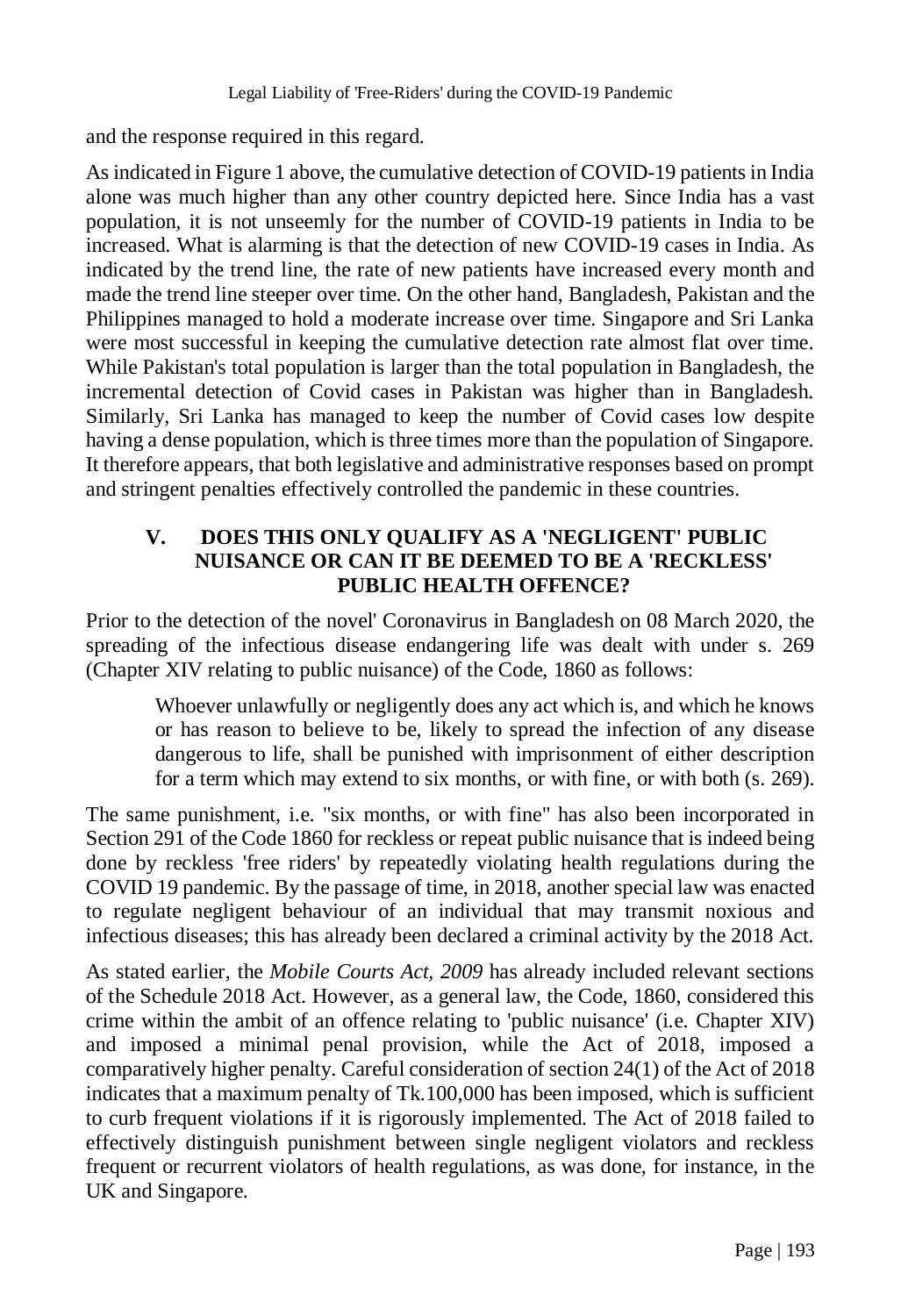and the response required in this regard.

As indicated in Figure 1 above, the cumulative detection of COVID-19 patients in India alone was much higher than any other country depicted here. Since India has a vast population, it is not unseemly for the number of COVID-19 patients in India to be increased. What is alarming is that the detection of new COVID-19 cases in India. As indicated by the trend line, the rate of new patients have increased every month and made the trend line steeper over time. On the other hand, Bangladesh, Pakistan and the Philippines managed to hold a moderate increase over time. Singapore and Sri Lanka were most successful in keeping the cumulative detection rate almost flat over time. While Pakistan's total population is larger than the total population in Bangladesh, the incremental detection of Covid cases in Pakistan was higher than in Bangladesh. Similarly, Sri Lanka has managed to keep the number of Covid cases low despite having a dense population, which is three times more than the population of Singapore. It therefore appears, that both legislative and administrative responses based on prompt and stringent penalties effectively controlled the pandemic in these countries.

## V. DOES THIS ONLY QUALIFY AS A 'NEGLIGENT' PUBLIC NUISANCE OR CAN IT BE DEEMED TO BE A 'RECKLESS' PUBLIC HEALTH OFFENCE?

Prior to the detection of the novel' Coronavirus in Bangladesh on 08 March 2020, the spreading of the infectious disease endangering life was dealt with under s. 269 (Chapter XIV relating to public nuisance) of the Code, 1860 as follows:

> Whoever unlawfully or negligently does any act which is, and which he knows or has reason to believe to be, likely to spread the infection of any disease dangerous to life, shall be punished with imprisonment of either description for a term which may extend to six months, or with fine, or with both (s. 269).

The same punishment, i.e. "six months, or with fine" has also been incorporated in Section 291 of the Code 1860 for reckless or repeat public nuisance that is indeed being done by reckless 'free riders' by repeatedly violating health regulations during the COVID 19 pandemic. By the passage of time, in 2018, another special law was enacted to regulate negligent behaviour of an individual that may transmit noxious and infectious diseases; this has already been declared a criminal activity by the 2018 Act.

As stated earlier, the *Mobile Courts Act, 2009* has already included relevant sections of the Schedule 2018 Act. However, as a general law, the Code, 1860, considered this crime within the ambit of an offence relating to 'public nuisance' (i.e. Chapter XIV) and imposed a minimal penal provision, while the Act of 2018, imposed a comparatively higher penalty. Careful consideration of section 24(1) of the Act of 2018 indicates that a maximum penalty of Tk.100,000 has been imposed, which is sufficient to curb frequent violations if it is rigorously implemented. The Act of 2018 failed to effectively distinguish punishment between single negligent violators and reckless frequent or recurrent violators of health regulations, as was done, for instance, in the UK and Singapore.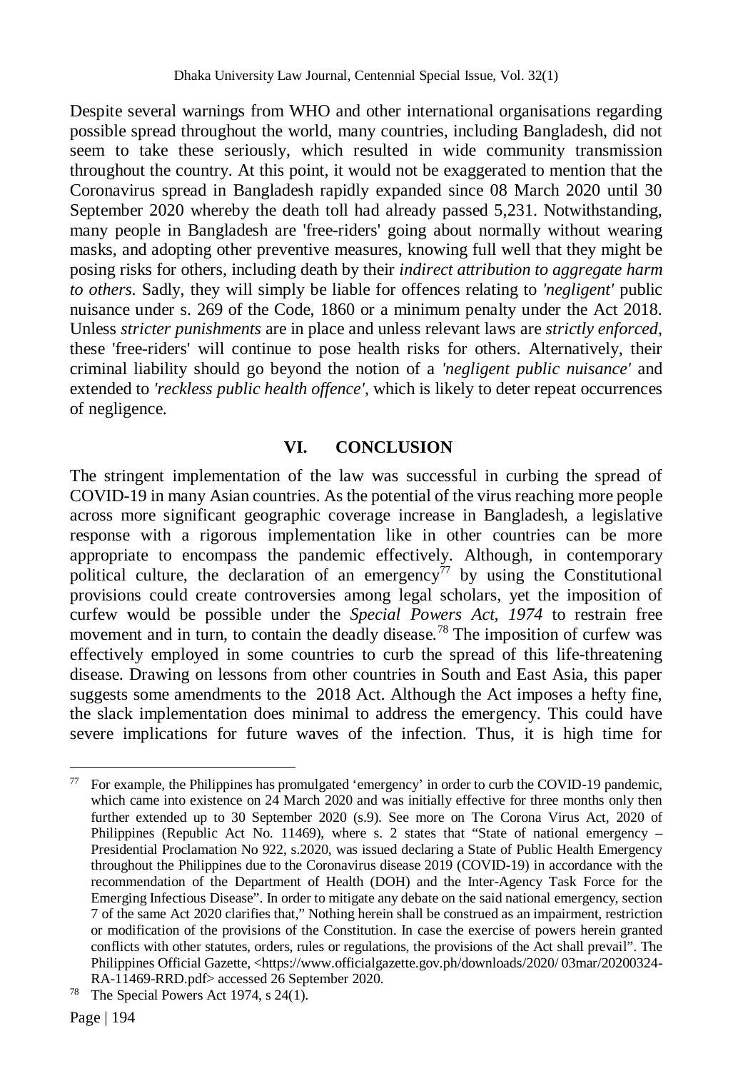Despite several warnings from WHO and other international organisations regarding possible spread throughout the world, many countries, including Bangladesh, did not seem to take these seriously, which resulted in wide community transmission throughout the country. At this point, it would not be exaggerated to mention that the Coronavirus spread in Bangladesh rapidly expanded since 08 March 2020 until 30 September 2020 whereby the death toll had already passed 5,231. Notwithstanding, many people in Bangladesh are 'free-riders' going about normally without wearing masks, and adopting other preventive measures, knowing full well that they might be posing risks for others, including death by their *indirect attribution to aggregate harm to others.* Sadly, they will simply be liable for offences relating to *'negligent'* public nuisance under s. 269 of the Code, 1860 or a minimum penalty under the Act 2018. Unless *stricter punishments* are in place and unless relevant laws are *strictly enforced*, these 'free-riders' will continue to pose health risks for others. Alternatively, their criminal liability should go beyond the notion of a *'negligent public nuisance'* and extended to *'reckless public health offence'*, which is likely to deter repeat occurrences of negligence.

## VI. CONCLUSION

The stringent implementation of the law was successful in curbing the spread of COVID-19 in many Asian countries. As the potential of the virus reaching more people across more significant geographic coverage increase in Bangladesh, a legislative response with a rigorous implementation like in other countries can be more appropriate to encompass the pandemic effectively. Although, in contemporary political culture, the declaration of an emergency[77] by using the Constitutional provisions could create controversies among legal scholars, yet the imposition of curfew would be possible under the *Special Powers Act, 1974* to restrain free movement and in turn, to contain the deadly disease.[78] The imposition of curfew was effectively employed in some countries to curb the spread of this life-threatening disease. Drawing on lessons from other countries in South and East Asia, this paper suggests some amendments to the 2018 Act. Although the Act imposes a hefty fine, the slack implementation does minimal to address the emergency. This could have severe implications for future waves of the infection. Thus, it is high time for

---

[77] For example, the Philippines has promulgated 'emergency' in order to curb the COVID-19 pandemic, which came into existence on 24 March 2020 and was initially effective for three months only then further extended up to 30 September 2020 (s.9). See more on The Corona Virus Act, 2020 of Philippines (Republic Act No. 11469), where s. 2 states that "State of national emergency – Presidential Proclamation No 922, s.2020, was issued declaring a State of Public Health Emergency throughout the Philippines due to the Coronavirus disease 2019 (COVID-19) in accordance with the recommendation of the Department of Health (DOH) and the Inter-Agency Task Force for the Emerging Infectious Disease". In order to mitigate any debate on the said national emergency, section 7 of the same Act 2020 clarifies that," Nothing herein shall be construed as an impairment, restriction or modification of the provisions of the Constitution. In case the exercise of powers herein granted conflicts with other statutes, orders, rules or regulations, the provisions of the Act shall prevail". The Philippines Official Gazette, <https://www.officialgazette.gov.ph/downloads/2020/ 03mar/20200324-RA-11469-RRD.pdf> accessed 26 September 2020.

[78] The Special Powers Act 1974, s 24(1).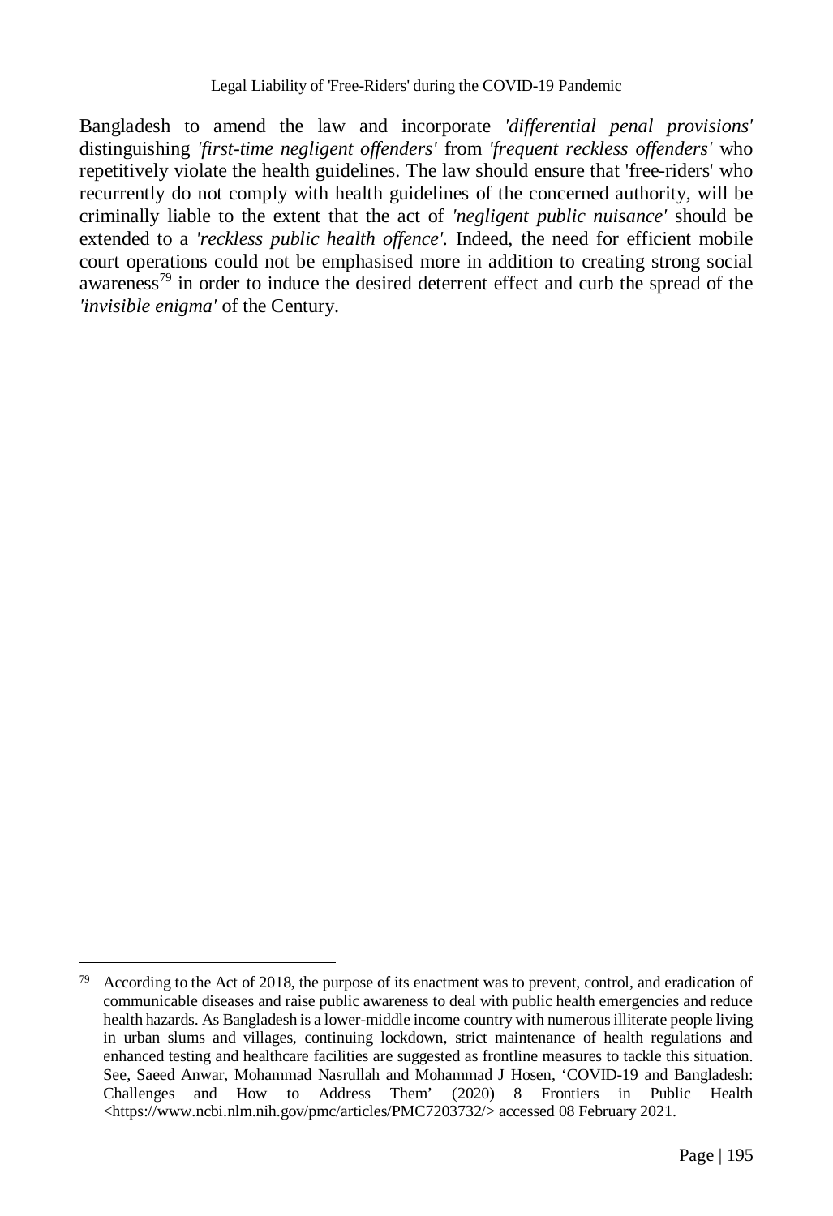Bangladesh to amend the law and incorporate *'differential penal provisions'* distinguishing *'first-time negligent offenders'* from *'frequent reckless offenders'* who repetitively violate the health guidelines. The law should ensure that 'free-riders' who recurrently do not comply with health guidelines of the concerned authority, will be criminally liable to the extent that the act of *'negligent public nuisance'* should be extended to a *'reckless public health offence'*. Indeed, the need for efficient mobile court operations could not be emphasised more in addition to creating strong social awareness[79] in order to induce the desired deterrent effect and curb the spread of the *'invisible enigma'* of the Century.

---

[79] According to the Act of 2018, the purpose of its enactment was to prevent, control, and eradication of communicable diseases and raise public awareness to deal with public health emergencies and reduce health hazards. As Bangladesh is a lower-middle income country with numerous illiterate people living in urban slums and villages, continuing lockdown, strict maintenance of health regulations and enhanced testing and healthcare facilities are suggested as frontline measures to tackle this situation. See, Saeed Anwar, Mohammad Nasrullah and Mohammad J Hosen, 'COVID-19 and Bangladesh: Challenges and How to Address Them' (2020) 8 Frontiers in Public Health <https://www.ncbi.nlm.nih.gov/pmc/articles/PMC7203732/> accessed 08 February 2021.